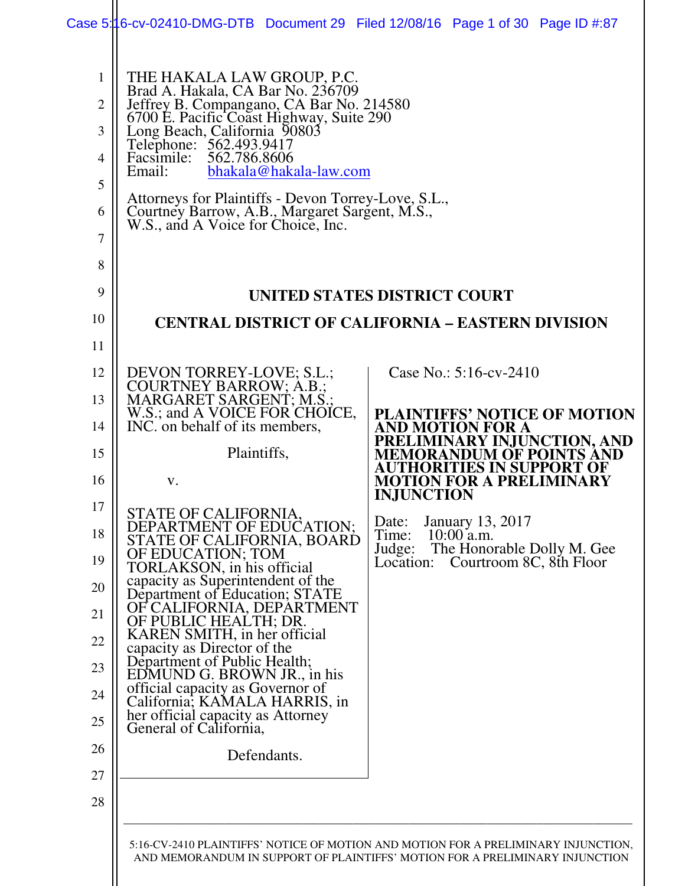THE HAKALA LAW GROUP, P.C.
Brad A. Hakala, CA Bar No. 236709
Jeffrey B. Compangano, CA Bar No. 214580
6700 E. Pacific Coast Highway, Suite 290
Long Beach, California 90803
Telephone: 562.493.9417
Facsimile: 562.786.8606
Email: bhakala@hakala-law.com

Attorneys for Plaintiffs - Devon Torrey-Love, S.L., Courtney Barrow, A.B., Margaret Sargent, M.S., W.S., and A Voice for Choice, Inc.

**UNITED STATES DISTRICT COURT**

**CENTRAL DISTRICT OF CALIFORNIA – EASTERN DIVISION**

DEVON TORREY-LOVE; S.L.; COURTNEY BARROW; A.B.; MARGARET SARGENT; M.S.; W.S.; and A VOICE FOR CHOICE, INC. on behalf of its members,

Plaintiffs,

v.

STATE OF CALIFORNIA, DEPARTMENT OF EDUCATION; STATE OF CALIFORNIA, BOARD OF EDUCATION; TOM TORLAKSON, in his official capacity as Superintendent of the Department of Education; STATE OF CALIFORNIA, DEPARTMENT OF PUBLIC HEALTH; DR. KAREN SMITH, in her official capacity as Director of the Department of Public Health; EDMUND G. BROWN JR., in his official capacity as Governor of California; KAMALA HARRIS, in her official capacity as Attorney General of California,

Defendants.

Case No.: 5:16-cv-2410

**PLAINTIFFS' NOTICE OF MOTION AND MOTION FOR A PRELIMINARY INJUNCTION, AND MEMORANDUM OF POINTS AND AUTHORITIES IN SUPPORT OF MOTION FOR A PRELIMINARY INJUNCTION**

Date: January 13, 2017
Time: 10:00 a.m.
Judge: The Honorable Dolly M. Gee
Location: Courtroom 8C, 8th Floor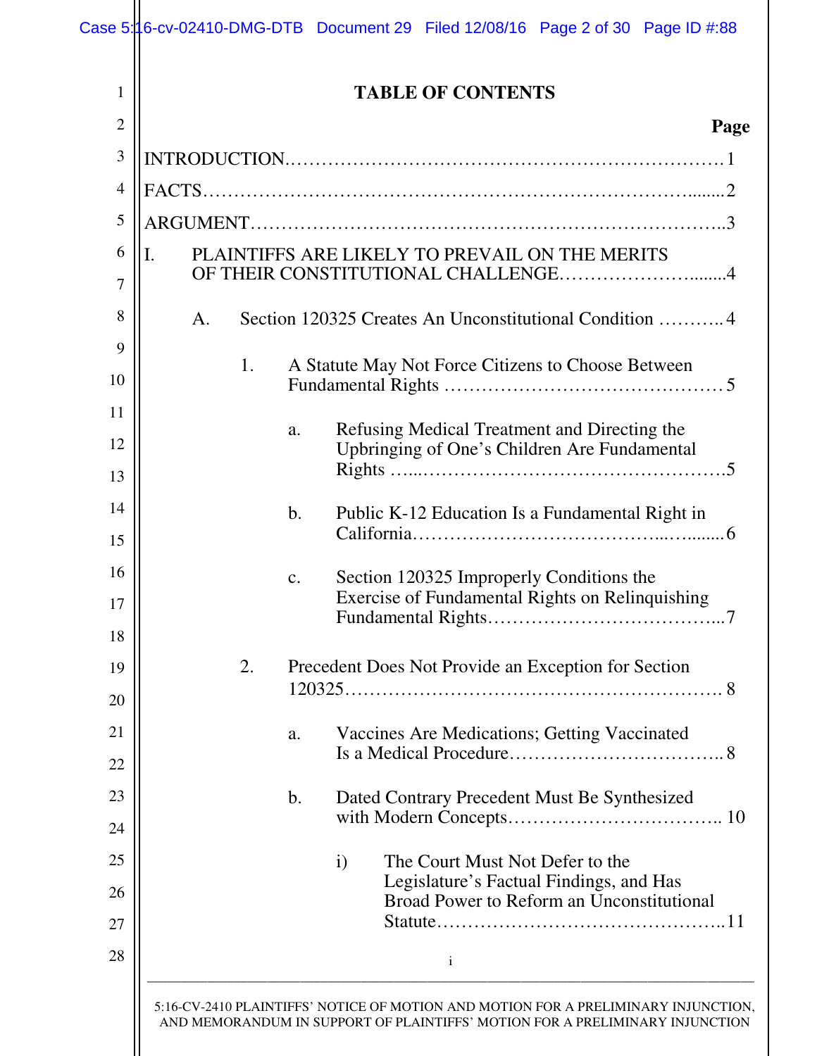# TABLE OF CONTENTS

**Page**

INTRODUCTION ........................................................................ 1

FACTS ........................................................................ 2

ARGUMENT ........................................................................ 3

I. PLAINTIFFS ARE LIKELY TO PREVAIL ON THE MERITS OF THEIR CONSTITUTIONAL CHALLENGE ........................................ 4

  A. Section 120325 Creates An Unconstitutional Condition ........... 4

    1. A Statute May Not Force Citizens to Choose Between Fundamental Rights ........................................ 5

      a. Refusing Medical Treatment and Directing the Upbringing of One's Children Are Fundamental Rights ........................................ 5

      b. Public K-12 Education Is a Fundamental Right in California ........................................ 6

      c. Section 120325 Improperly Conditions the Exercise of Fundamental Rights on Relinquishing Fundamental Rights ........................................ 7

    2. Precedent Does Not Provide an Exception for Section 120325 ........................................ 8

      a. Vaccines Are Medications; Getting Vaccinated Is a Medical Procedure ........................................ 8

      b. Dated Contrary Precedent Must Be Synthesized with Modern Concepts ........................................ 10

        i) The Court Must Not Defer to the Legislature's Factual Findings, and Has Broad Power to Reform an Unconstitutional Statute ........................................ 11

5:16-CV-2410 PLAINTIFFS' NOTICE OF MOTION AND MOTION FOR A PRELIMINARY INJUNCTION, AND MEMORANDUM IN SUPPORT OF PLAINTIFFS' MOTION FOR A PRELIMINARY INJUNCTION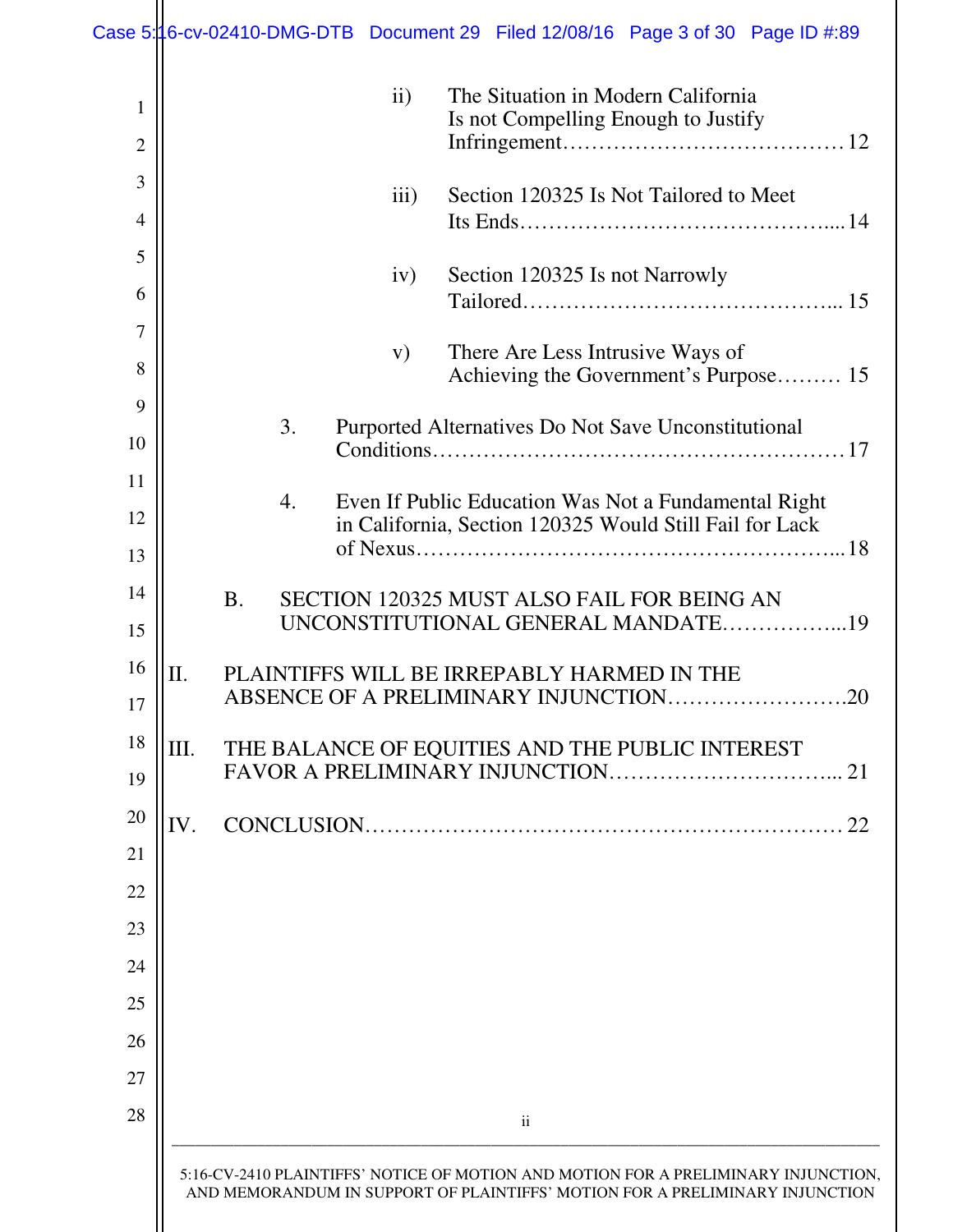ii) The Situation in Modern California Is not Compelling Enough to Justify Infringement…………………………………12

iii) Section 120325 Is Not Tailored to Meet Its Ends……………………………………....14

iv) Section 120325 Is not Narrowly Tailored…………………………………….... 15

v) There Are Less Intrusive Ways of Achieving the Government's Purpose……… 15

3. Purported Alternatives Do Not Save Unconstitutional Conditions…………………………………………………17

4. Even If Public Education Was Not a Fundamental Right in California, Section 120325 Would Still Fail for Lack of Nexus…………………………………………………...18

B. SECTION 120325 MUST ALSO FAIL FOR BEING AN UNCONSTITUTIONAL GENERAL MANDATE……………...19

II. PLAINTIFFS WILL BE IRREPABLY HARMED IN THE ABSENCE OF A PRELIMINARY INJUNCTION…………………….20

III. THE BALANCE OF EQUITIES AND THE PUBLIC INTEREST FAVOR A PRELIMINARY INJUNCTION…………………………... 21

IV. CONCLUSION………………………………………………………… 22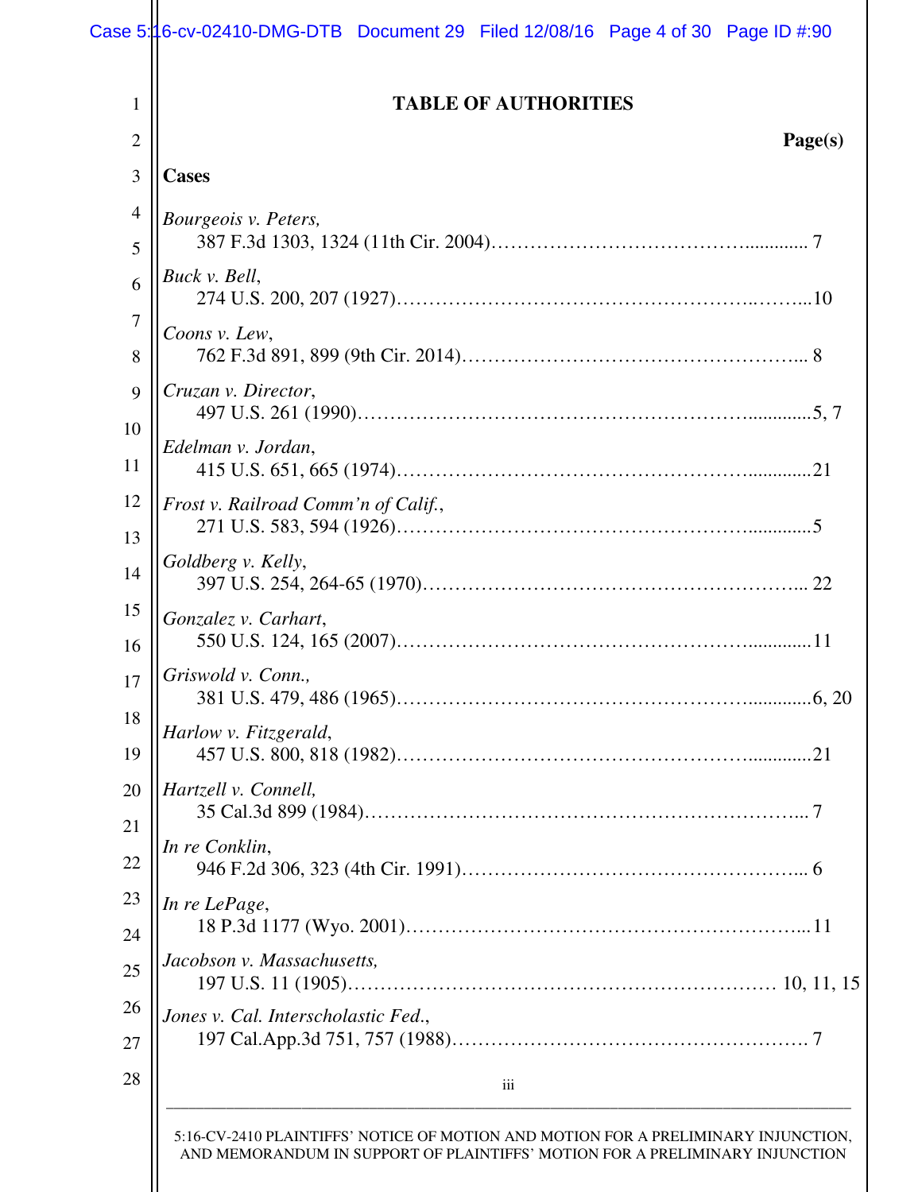## TABLE OF AUTHORITIES

**Page(s)**

### Cases

*Bourgeois v. Peters,*
387 F.3d 1303, 1324 (11th Cir. 2004) ............ 7

*Buck v. Bell*,
274 U.S. 200, 207 (1927) ............ 10

*Coons v. Lew*,
762 F.3d 891, 899 (9th Cir. 2014) ............ 8

*Cruzan v. Director*,
497 U.S. 261 (1990) ............ 5, 7

*Edelman v. Jordan*,
415 U.S. 651, 665 (1974) ............ 21

*Frost v. Railroad Comm'n of Calif.*,
271 U.S. 583, 594 (1926) ............ 5

*Goldberg v. Kelly*,
397 U.S. 254, 264-65 (1970) ............ 22

*Gonzalez v. Carhart*,
550 U.S. 124, 165 (2007) ............ 11

*Griswold v. Conn.,*
381 U.S. 479, 486 (1965) ............ 6, 20

*Harlow v. Fitzgerald*,
457 U.S. 800, 818 (1982) ............ 21

*Hartzell v. Connell,*
35 Cal.3d 899 (1984) ............ 7

*In re Conklin*,
946 F.2d 306, 323 (4th Cir. 1991) ............ 6

*In re LePage*,
18 P.3d 1177 (Wyo. 2001) ............ 11

*Jacobson v. Massachusetts,*
197 U.S. 11 (1905) ............ 10, 11, 15

*Jones v. Cal. Interscholastic Fed.*,
197 Cal.App.3d 751, 757 (1988) ............ 7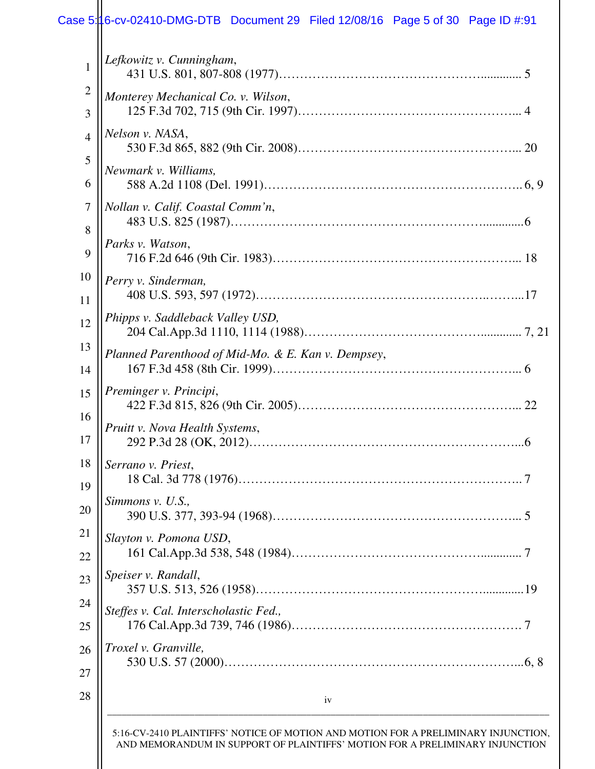*Lefkowitz v. Cunningham*,
431 U.S. 801, 807-808 (1977)............................................................ 5

*Monterey Mechanical Co. v. Wilson*,
125 F.3d 702, 715 (9th Cir. 1997)................................................... 4

*Nelson v. NASA*,
530 F.3d 865, 882 (9th Cir. 2008)................................................... 20

*Newmark v. Williams,*
588 A.2d 1108 (Del. 1991)............................................................ 6, 9

*Nollan v. Calif. Coastal Comm'n*,
483 U.S. 825 (1987).........................................................................6

*Parks v. Watson*,
716 F.2d 646 (9th Cir. 1983).......................................................... 18

*Perry v. Sinderman,*
408 U.S. 593, 597 (1972)..................................................................17

*Phipps v. Saddleback Valley USD,*
204 Cal.App.3d 1110, 1114 (1988)............................................ 7, 21

*Planned Parenthood of Mid-Mo. & E. Kan v. Dempsey*,
167 F.3d 458 (8th Cir. 1999)............................................................ 6

*Preminger v. Principi*,
422 F.3d 815, 826 (9th Cir. 2005)................................................... 22

*Pruitt v. Nova Health Systems*,
292 P.3d 28 (OK, 2012)....................................................................6

*Serrano v. Priest*,
18 Cal. 3d 778 (1976)........................................................................ 7

*Simmons v. U.S.,*
390 U.S. 377, 393-94 (1968)............................................................ 5

*Slayton v. Pomona USD*,
161 Cal.App.3d 538, 548 (1984)........................................................ 7

*Speiser v. Randall*,
357 U.S. 513, 526 (1958)..................................................................19

*Steffes v. Cal. Interscholastic Fed.,*
176 Cal.App.3d 739, 746 (1986)........................................................ 7

*Troxel v. Granville,*
530 U.S. 57 (2000)........................................................................6, 8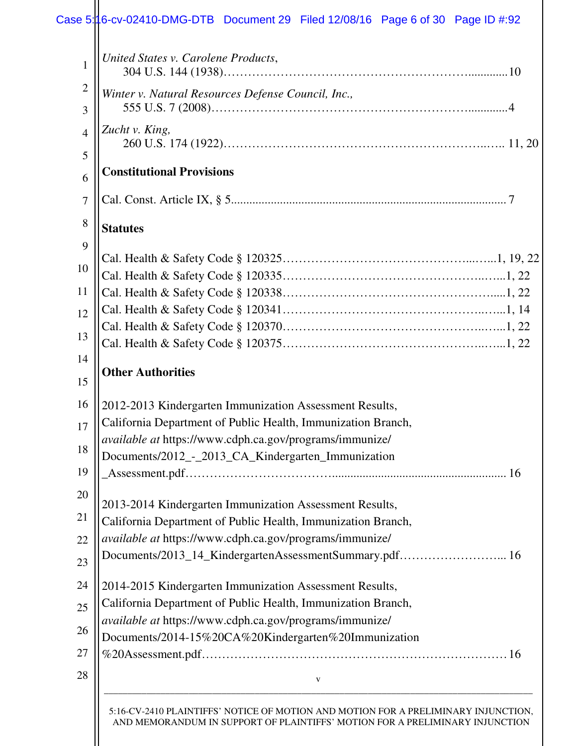*United States v. Carolene Products*,
304 U.S. 144 (1938)……………………………………………………..............10

*Winter v. Natural Resources Defense Council, Inc.*,
555 U.S. 7 (2008)……………………………………………………….............4

*Zucht v. King*,
260 U.S. 174 (1922)……………………………………………….…………..….. 11, 20

**Constitutional Provisions**

Cal. Const. Article IX, § 5........................................................................................ 7

**Statutes**

Cal. Health & Safety Code § 120325…………………………………….....…...1, 19, 22
Cal. Health & Safety Code § 120335……………………………………….…....1, 22
Cal. Health & Safety Code § 120338………………………………………….....1, 22
Cal. Health & Safety Code § 120341……………………………………….…....1, 14
Cal. Health & Safety Code § 120370……………………………………….…....1, 22
Cal. Health & Safety Code § 120375……………………………………….…....1, 22

**Other Authorities**

2012-2013 Kindergarten Immunization Assessment Results,
California Department of Public Health, Immunization Branch,
*available at* https://www.cdph.ca.gov/programs/immunize/
Documents/2012_-_2013_CA_Kindergarten_Immunization
_Assessment.pdf……………………………........................................................ 16

2013-2014 Kindergarten Immunization Assessment Results,
California Department of Public Health, Immunization Branch,
*available at* https://www.cdph.ca.gov/programs/immunize/
Documents/2013_14_KindergartenAssessmentSummary.pdf……………………... 16

2014-2015 Kindergarten Immunization Assessment Results,
California Department of Public Health, Immunization Branch,
*available at* https://www.cdph.ca.gov/programs/immunize/
Documents/2014-15%20CA%20Kindergarten%20Immunization
%20Assessment.pdf……………………………………………………………… 16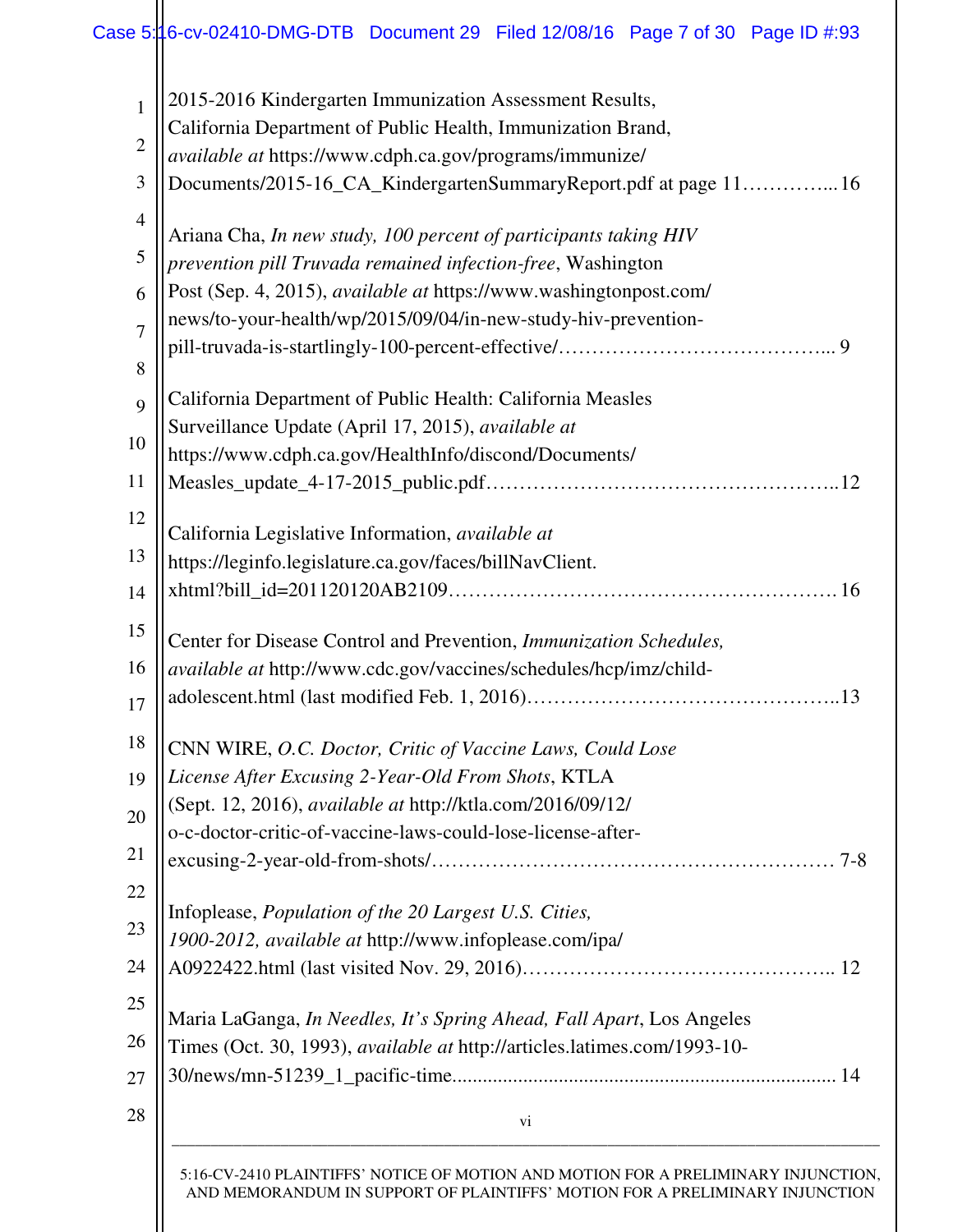2015-2016 Kindergarten Immunization Assessment Results, California Department of Public Health, Immunization Brand, *available at* https://www.cdph.ca.gov/programs/immunize/Documents/2015-16_CA_KindergartenSummaryReport.pdf at page 11…………... 16

Ariana Cha, *In new study, 100 percent of participants taking HIV prevention pill Truvada remained infection-free*, Washington Post (Sep. 4, 2015), *available at* https://www.washingtonpost.com/news/to-your-health/wp/2015/09/04/in-new-study-hiv-prevention-pill-truvada-is-startlingly-100-percent-effective/…………………………………... 9

California Department of Public Health: California Measles Surveillance Update (April 17, 2015), *available at* https://www.cdph.ca.gov/HealthInfo/discond/Documents/Measles_update_4-17-2015_public.pdf…………………………………………..12

California Legislative Information, *available at* https://leginfo.legislature.ca.gov/faces/billNavClient.xhtml?bill_id=201120120AB2109………………………………………………. 16

Center for Disease Control and Prevention, *Immunization Schedules, available at* http://www.cdc.gov/vaccines/schedules/hcp/imz/child-adolescent.html (last modified Feb. 1, 2016)………………………………………..13

CNN WIRE, *O.C. Doctor, Critic of Vaccine Laws, Could Lose License After Excusing 2-Year-Old From Shots*, KTLA (Sept. 12, 2016), *available at* http://ktla.com/2016/09/12/o-c-doctor-critic-of-vaccine-laws-could-lose-license-after-excusing-2-year-old-from-shots/…………………………………………………… 7-8

Infoplease, *Population of the 20 Largest U.S. Cities, 1900-2012, available at* http://www.infoplease.com/ipa/A0922422.html (last visited Nov. 29, 2016)……………………………………... 12

Maria LaGanga, *In Needles, It's Spring Ahead, Fall Apart*, Los Angeles Times (Oct. 30, 1993), *available at* http://articles.latimes.com/1993-10-30/news/mn-51239_1_pacific-time........................................................................... 14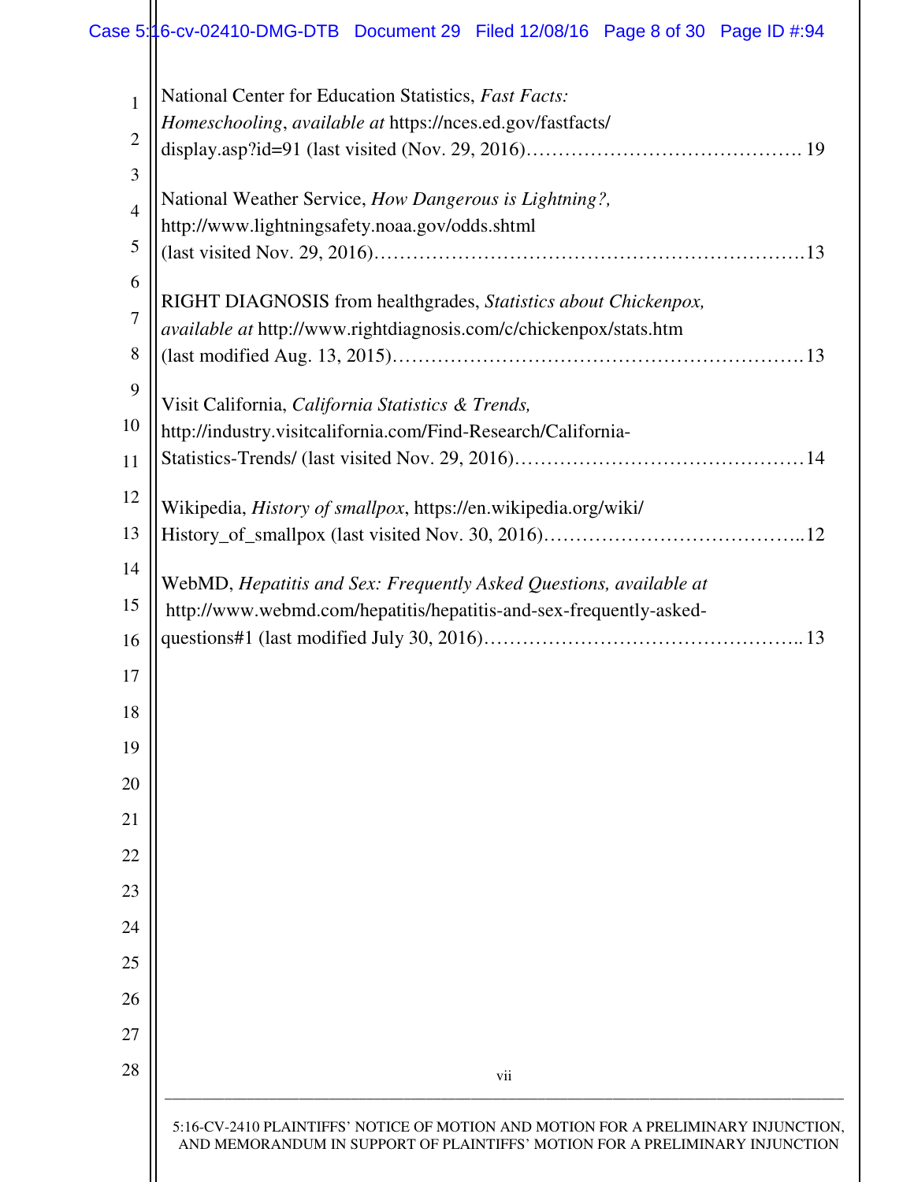National Center for Education Statistics, *Fast Facts: Homeschooling*, *available at* https://nces.ed.gov/fastfacts/display.asp?id=91 (last visited (Nov. 29, 2016)………………………………………. 19

National Weather Service, *How Dangerous is Lightning?,* http://www.lightningsafety.noaa.gov/odds.shtml (last visited Nov. 29, 2016)……………………………………………………….13

RIGHT DIAGNOSIS from healthgrades, *Statistics about Chickenpox, available at* http://www.rightdiagnosis.com/c/chickenpox/stats.htm (last modified Aug. 13, 2015)…………………………………………………….13

Visit California, *California Statistics & Trends,* http://industry.visitcalifornia.com/Find-Research/California-Statistics-Trends/ (last visited Nov. 29, 2016)………………………………………14

Wikipedia, *History of smallpox*, https://en.wikipedia.org/wiki/History_of_smallpox (last visited Nov. 30, 2016)…………………………………..12

WebMD, *Hepatitis and Sex: Frequently Asked Questions, available at* http://www.webmd.com/hepatitis/hepatitis-and-sex-frequently-asked-questions#1 (last modified July 30, 2016)………………………………………….. 13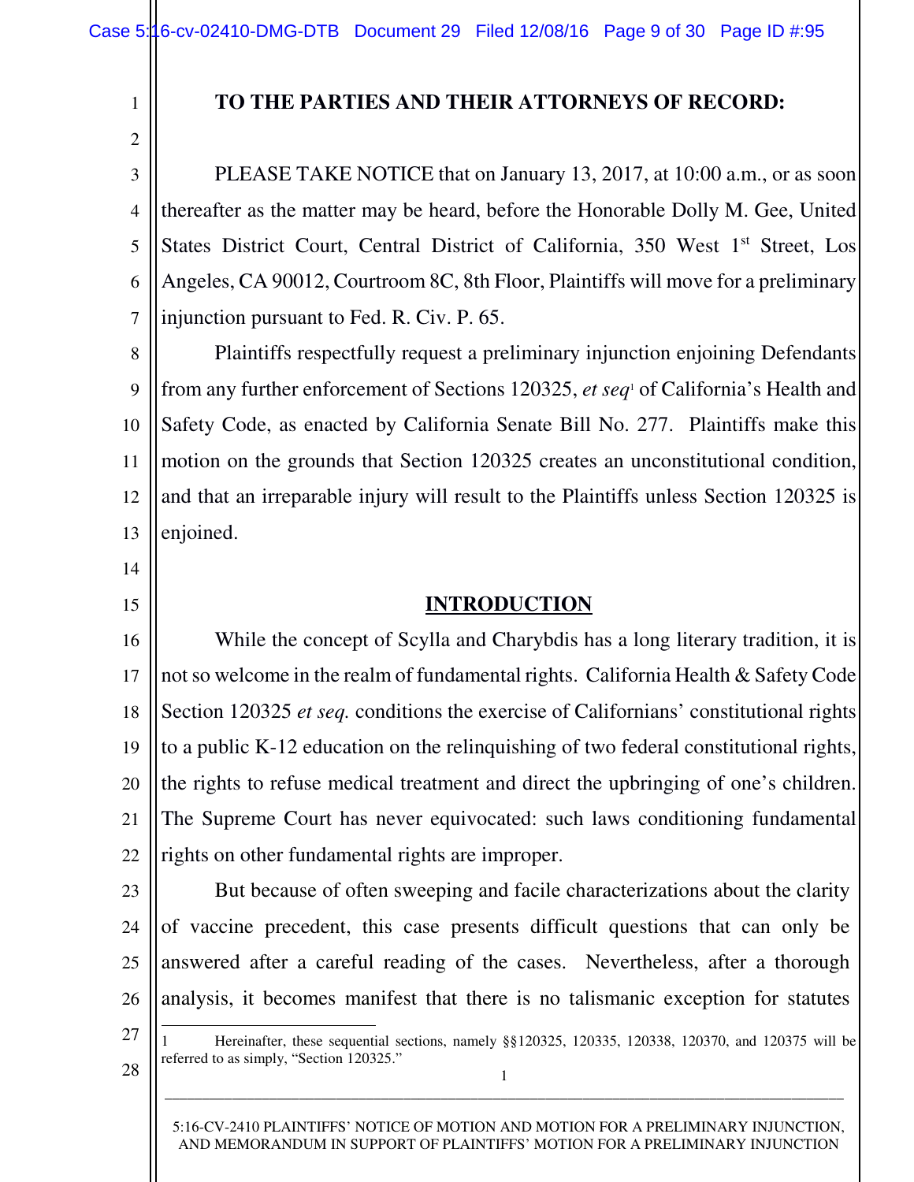**TO THE PARTIES AND THEIR ATTORNEYS OF RECORD:**

PLEASE TAKE NOTICE that on January 13, 2017, at 10:00 a.m., or as soon thereafter as the matter may be heard, before the Honorable Dolly M. Gee, United States District Court, Central District of California, 350 West 1st Street, Los Angeles, CA 90012, Courtroom 8C, 8th Floor, Plaintiffs will move for a preliminary injunction pursuant to Fed. R. Civ. P. 65.

Plaintiffs respectfully request a preliminary injunction enjoining Defendants from any further enforcement of Sections 120325, *et seq*[1] of California's Health and Safety Code, as enacted by California Senate Bill No. 277. Plaintiffs make this motion on the grounds that Section 120325 creates an unconstitutional condition, and that an irreparable injury will result to the Plaintiffs unless Section 120325 is enjoined.

## INTRODUCTION

While the concept of Scylla and Charybdis has a long literary tradition, it is not so welcome in the realm of fundamental rights. California Health & Safety Code Section 120325 *et seq.* conditions the exercise of Californians' constitutional rights to a public K-12 education on the relinquishing of two federal constitutional rights, the rights to refuse medical treatment and direct the upbringing of one's children. The Supreme Court has never equivocated: such laws conditioning fundamental rights on other fundamental rights are improper.

But because of often sweeping and facile characterizations about the clarity of vaccine precedent, this case presents difficult questions that can only be answered after a careful reading of the cases. Nevertheless, after a thorough analysis, it becomes manifest that there is no talismanic exception for statutes

---

[1] Hereinafter, these sequential sections, namely §§120325, 120335, 120338, 120370, and 120375 will be referred to as simply, "Section 120325."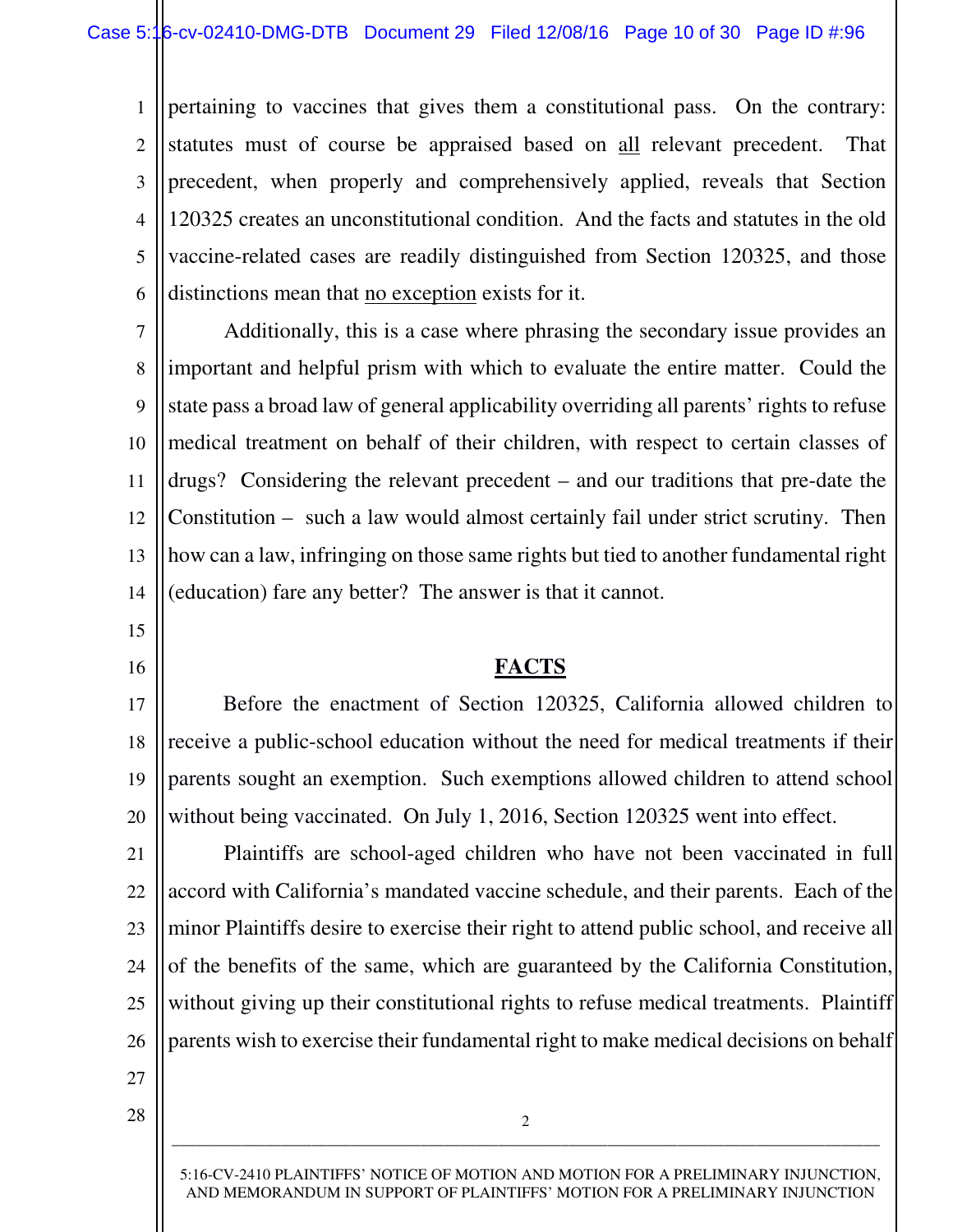pertaining to vaccines that gives them a constitutional pass. On the contrary: statutes must of course be appraised based on <u>all</u> relevant precedent. That precedent, when properly and comprehensively applied, reveals that Section 120325 creates an unconstitutional condition. And the facts and statutes in the old vaccine-related cases are readily distinguished from Section 120325, and those distinctions mean that <u>no exception</u> exists for it.

Additionally, this is a case where phrasing the secondary issue provides an important and helpful prism with which to evaluate the entire matter. Could the state pass a broad law of general applicability overriding all parents' rights to refuse medical treatment on behalf of their children, with respect to certain classes of drugs? Considering the relevant precedent – and our traditions that pre-date the Constitution – such a law would almost certainly fail under strict scrutiny. Then how can a law, infringing on those same rights but tied to another fundamental right (education) fare any better? The answer is that it cannot.

## FACTS

Before the enactment of Section 120325, California allowed children to receive a public-school education without the need for medical treatments if their parents sought an exemption. Such exemptions allowed children to attend school without being vaccinated. On July 1, 2016, Section 120325 went into effect.

Plaintiffs are school-aged children who have not been vaccinated in full accord with California's mandated vaccine schedule, and their parents. Each of the minor Plaintiffs desire to exercise their right to attend public school, and receive all of the benefits of the same, which are guaranteed by the California Constitution, without giving up their constitutional rights to refuse medical treatments. Plaintiff parents wish to exercise their fundamental right to make medical decisions on behalf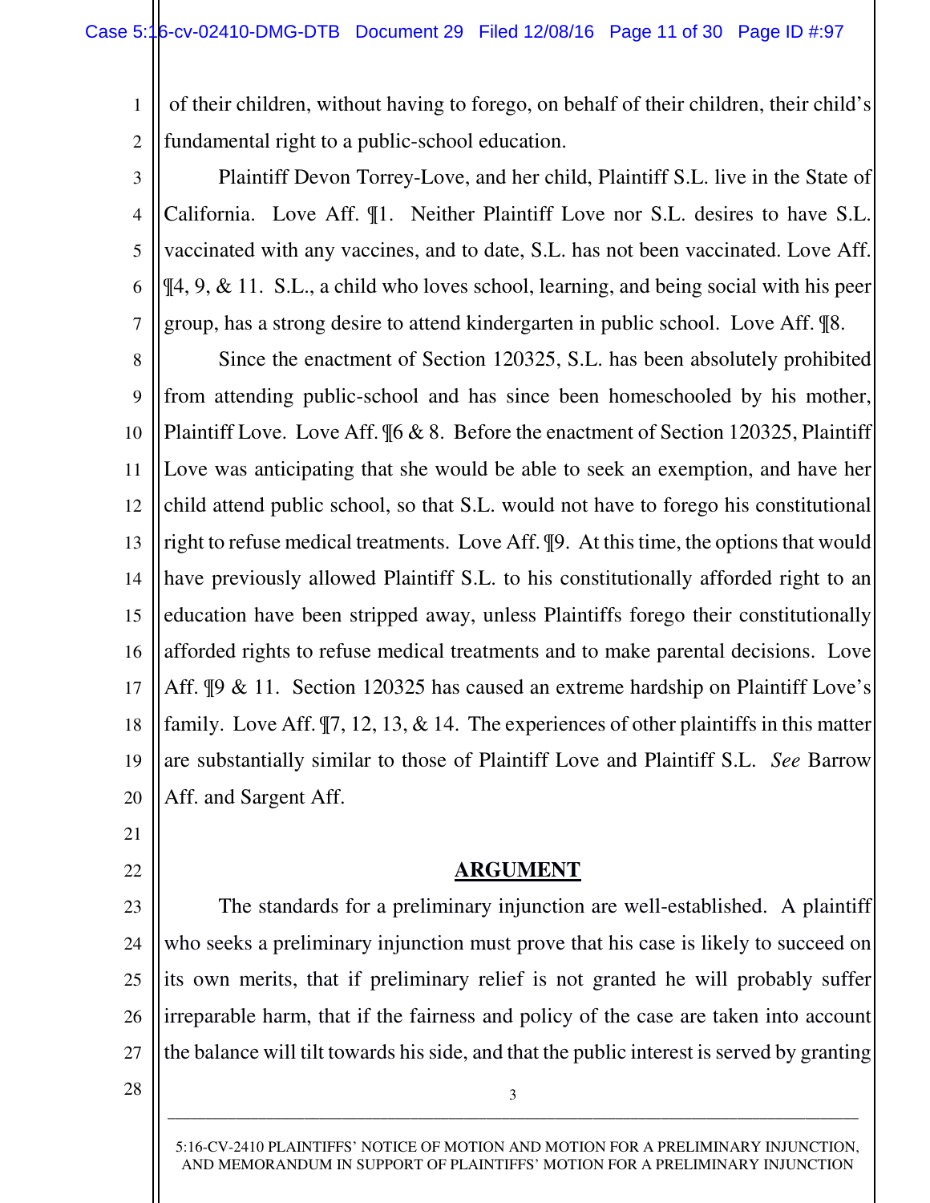of their children, without having to forego, on behalf of their children, their child's fundamental right to a public-school education.

Plaintiff Devon Torrey-Love, and her child, Plaintiff S.L. live in the State of California. Love Aff. ¶1. Neither Plaintiff Love nor S.L. desires to have S.L. vaccinated with any vaccines, and to date, S.L. has not been vaccinated. Love Aff. ¶4, 9, & 11. S.L., a child who loves school, learning, and being social with his peer group, has a strong desire to attend kindergarten in public school. Love Aff. ¶8.

Since the enactment of Section 120325, S.L. has been absolutely prohibited from attending public-school and has since been homeschooled by his mother, Plaintiff Love. Love Aff. ¶6 & 8. Before the enactment of Section 120325, Plaintiff Love was anticipating that she would be able to seek an exemption, and have her child attend public school, so that S.L. would not have to forego his constitutional right to refuse medical treatments. Love Aff. ¶9. At this time, the options that would have previously allowed Plaintiff S.L. to his constitutionally afforded right to an education have been stripped away, unless Plaintiffs forego their constitutionally afforded rights to refuse medical treatments and to make parental decisions. Love Aff. ¶9 & 11. Section 120325 has caused an extreme hardship on Plaintiff Love's family. Love Aff. ¶7, 12, 13, & 14. The experiences of other plaintiffs in this matter are substantially similar to those of Plaintiff Love and Plaintiff S.L. *See* Barrow Aff. and Sargent Aff.

## ARGUMENT

The standards for a preliminary injunction are well-established. A plaintiff who seeks a preliminary injunction must prove that his case is likely to succeed on its own merits, that if preliminary relief is not granted he will probably suffer irreparable harm, that if the fairness and policy of the case are taken into account the balance will tilt towards his side, and that the public interest is served by granting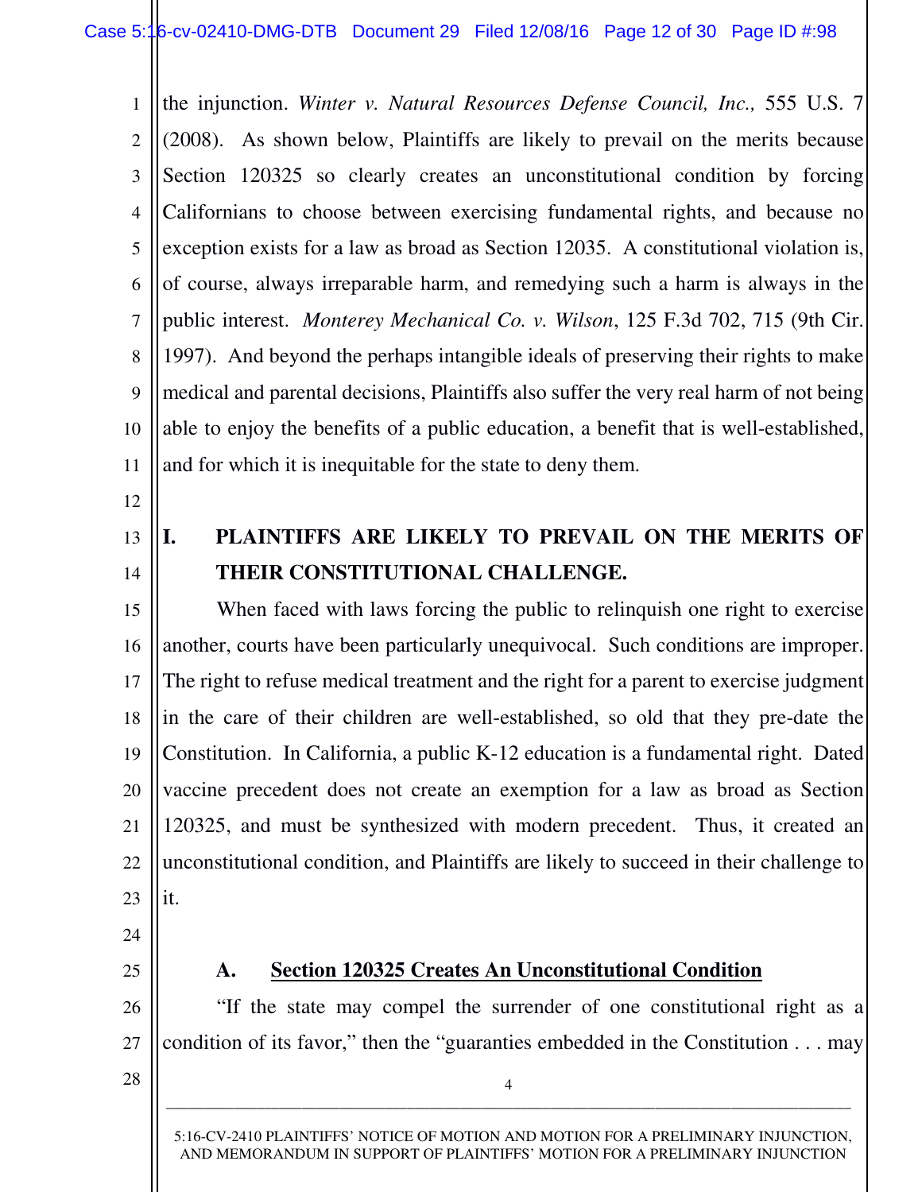the injunction. *Winter v. Natural Resources Defense Council, Inc.,* 555 U.S. 7 (2008). As shown below, Plaintiffs are likely to prevail on the merits because Section 120325 so clearly creates an unconstitutional condition by forcing Californians to choose between exercising fundamental rights, and because no exception exists for a law as broad as Section 12035. A constitutional violation is, of course, always irreparable harm, and remedying such a harm is always in the public interest. *Monterey Mechanical Co. v. Wilson*, 125 F.3d 702, 715 (9th Cir. 1997). And beyond the perhaps intangible ideals of preserving their rights to make medical and parental decisions, Plaintiffs also suffer the very real harm of not being able to enjoy the benefits of a public education, a benefit that is well-established, and for which it is inequitable for the state to deny them.

## I. PLAINTIFFS ARE LIKELY TO PREVAIL ON THE MERITS OF THEIR CONSTITUTIONAL CHALLENGE.

When faced with laws forcing the public to relinquish one right to exercise another, courts have been particularly unequivocal. Such conditions are improper. The right to refuse medical treatment and the right for a parent to exercise judgment in the care of their children are well-established, so old that they pre-date the Constitution. In California, a public K-12 education is a fundamental right. Dated vaccine precedent does not create an exemption for a law as broad as Section 120325, and must be synthesized with modern precedent. Thus, it created an unconstitutional condition, and Plaintiffs are likely to succeed in their challenge to it.

### A. <u>Section 120325 Creates An Unconstitutional Condition</u>

"If the state may compel the surrender of one constitutional right as a condition of its favor," then the "guaranties embedded in the Constitution . . . may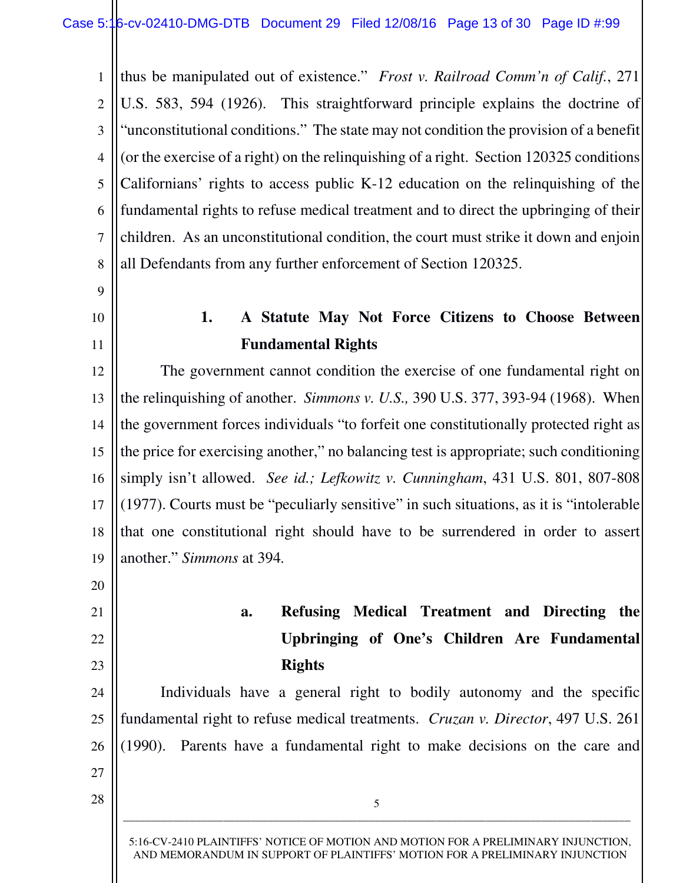thus be manipulated out of existence." *Frost v. Railroad Comm'n of Calif.*, 271 U.S. 583, 594 (1926). This straightforward principle explains the doctrine of "unconstitutional conditions." The state may not condition the provision of a benefit (or the exercise of a right) on the relinquishing of a right. Section 120325 conditions Californians' rights to access public K-12 education on the relinquishing of the fundamental rights to refuse medical treatment and to direct the upbringing of their children. As an unconstitutional condition, the court must strike it down and enjoin all Defendants from any further enforcement of Section 120325.

### 1. A Statute May Not Force Citizens to Choose Between Fundamental Rights

The government cannot condition the exercise of one fundamental right on the relinquishing of another. *Simmons v. U.S.,* 390 U.S. 377, 393-94 (1968). When the government forces individuals "to forfeit one constitutionally protected right as the price for exercising another," no balancing test is appropriate; such conditioning simply isn't allowed. *See id.; Lefkowitz v. Cunningham*, 431 U.S. 801, 807-808 (1977). Courts must be "peculiarly sensitive" in such situations, as it is "intolerable that one constitutional right should have to be surrendered in order to assert another." *Simmons* at 394.

#### a. Refusing Medical Treatment and Directing the Upbringing of One's Children Are Fundamental Rights

Individuals have a general right to bodily autonomy and the specific fundamental right to refuse medical treatments. *Cruzan v. Director*, 497 U.S. 261 (1990). Parents have a fundamental right to make decisions on the care and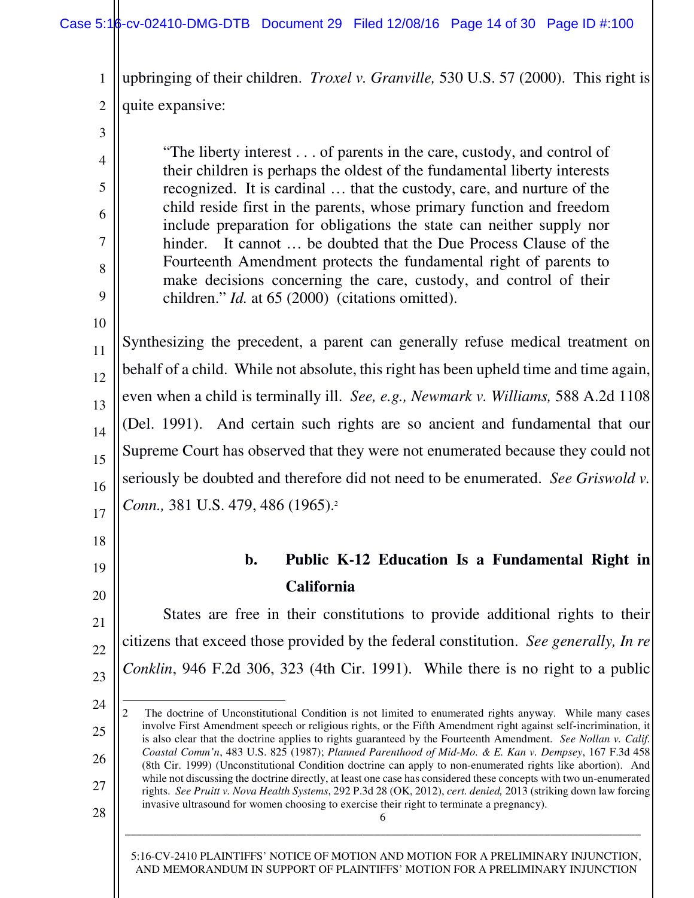upbringing of their children. *Troxel v. Granville,* 530 U.S. 57 (2000). This right is quite expansive:

> "The liberty interest . . . of parents in the care, custody, and control of their children is perhaps the oldest of the fundamental liberty interests recognized. It is cardinal … that the custody, care, and nurture of the child reside first in the parents, whose primary function and freedom include preparation for obligations the state can neither supply nor hinder. It cannot … be doubted that the Due Process Clause of the Fourteenth Amendment protects the fundamental right of parents to make decisions concerning the care, custody, and control of their children." *Id.* at 65 (2000) (citations omitted).

Synthesizing the precedent, a parent can generally refuse medical treatment on behalf of a child. While not absolute, this right has been upheld time and time again, even when a child is terminally ill. *See, e.g., Newmark v. Williams,* 588 A.2d 1108 (Del. 1991). And certain such rights are so ancient and fundamental that our Supreme Court has observed that they were not enumerated because they could not seriously be doubted and therefore did not need to be enumerated. *See Griswold v. Conn.,* 381 U.S. 479, 486 (1965).[2]

### b. Public K-12 Education Is a Fundamental Right in California

States are free in their constitutions to provide additional rights to their citizens that exceed those provided by the federal constitution. *See generally, In re Conklin*, 946 F.2d 306, 323 (4th Cir. 1991). While there is no right to a public

---

2 The doctrine of Unconstitutional Condition is not limited to enumerated rights anyway. While many cases involve First Amendment speech or religious rights, or the Fifth Amendment right against self-incrimination, it is also clear that the doctrine applies to rights guaranteed by the Fourteenth Amendment. *See Nollan v. Calif. Coastal Comm'n*, 483 U.S. 825 (1987); *Planned Parenthood of Mid-Mo. & E. Kan v. Dempsey*, 167 F.3d 458 (8th Cir. 1999) (Unconstitutional Condition doctrine can apply to non-enumerated rights like abortion). And while not discussing the doctrine directly, at least one case has considered these concepts with two un-enumerated rights. *See Pruitt v. Nova Health Systems*, 292 P.3d 28 (OK, 2012), *cert. denied,* 2013 (striking down law forcing invasive ultrasound for women choosing to exercise their right to terminate a pregnancy).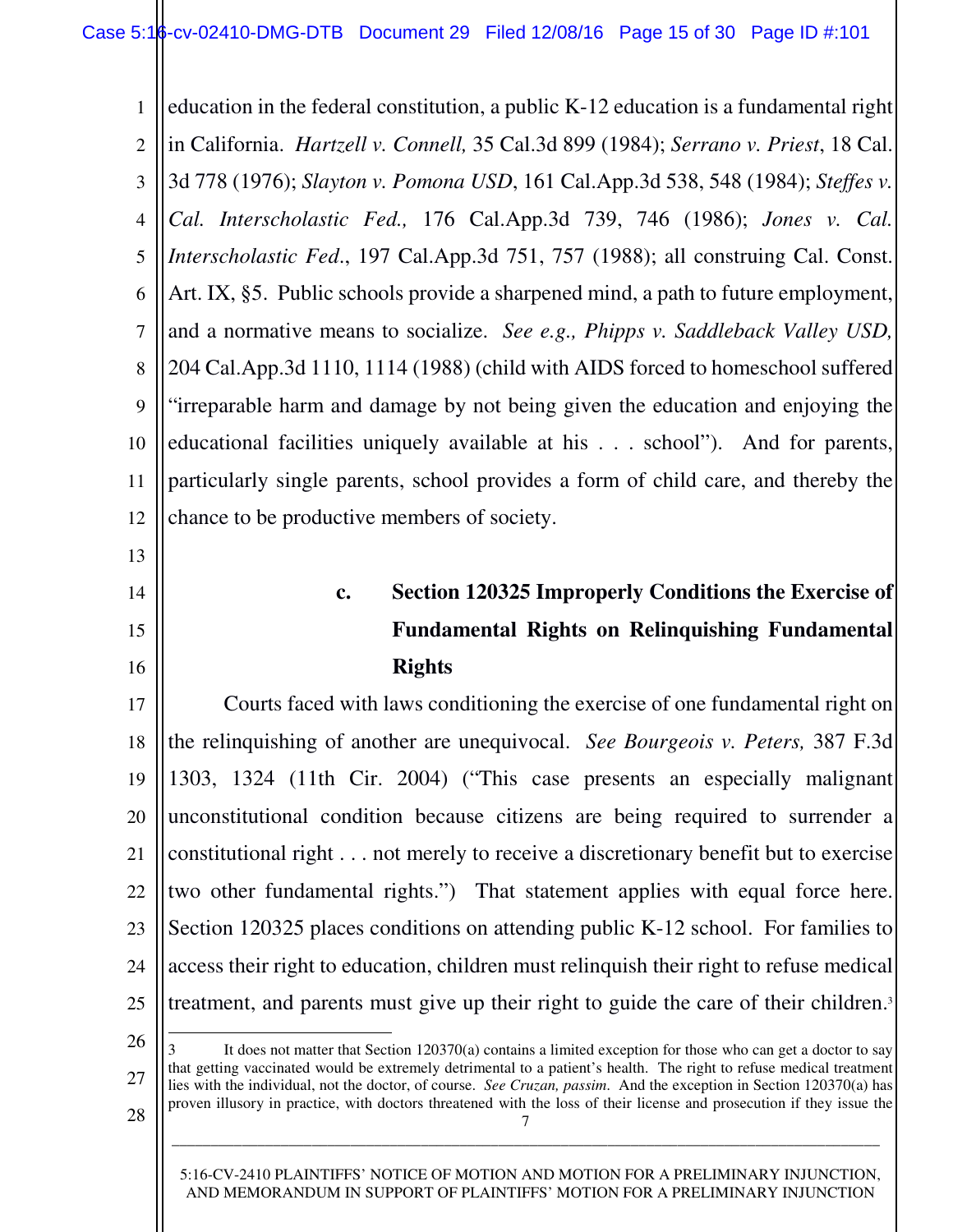education in the federal constitution, a public K-12 education is a fundamental right in California. *Hartzell v. Connell,* 35 Cal.3d 899 (1984); *Serrano v. Priest*, 18 Cal. 3d 778 (1976); *Slayton v. Pomona USD*, 161 Cal.App.3d 538, 548 (1984); *Steffes v. Cal. Interscholastic Fed.,* 176 Cal.App.3d 739, 746 (1986); *Jones v. Cal. Interscholastic Fed*., 197 Cal.App.3d 751, 757 (1988); all construing Cal. Const. Art. IX, §5. Public schools provide a sharpened mind, a path to future employment, and a normative means to socialize. *See e.g., Phipps v. Saddleback Valley USD,* 204 Cal.App.3d 1110, 1114 (1988) (child with AIDS forced to homeschool suffered "irreparable harm and damage by not being given the education and enjoying the educational facilities uniquely available at his . . . school"). And for parents, particularly single parents, school provides a form of child care, and thereby the chance to be productive members of society.

### c. Section 120325 Improperly Conditions the Exercise of Fundamental Rights on Relinquishing Fundamental Rights

Courts faced with laws conditioning the exercise of one fundamental right on the relinquishing of another are unequivocal. *See Bourgeois v. Peters,* 387 F.3d 1303, 1324 (11th Cir. 2004) ("This case presents an especially malignant unconstitutional condition because citizens are being required to surrender a constitutional right . . . not merely to receive a discretionary benefit but to exercise two other fundamental rights.") That statement applies with equal force here. Section 120325 places conditions on attending public K-12 school. For families to access their right to education, children must relinquish their right to refuse medical treatment, and parents must give up their right to guide the care of their children.[3]

---

[3] It does not matter that Section 120370(a) contains a limited exception for those who can get a doctor to say that getting vaccinated would be extremely detrimental to a patient's health. The right to refuse medical treatment lies with the individual, not the doctor, of course. *See Cruzan, passim*. And the exception in Section 120370(a) has proven illusory in practice, with doctors threatened with the loss of their license and prosecution if they issue the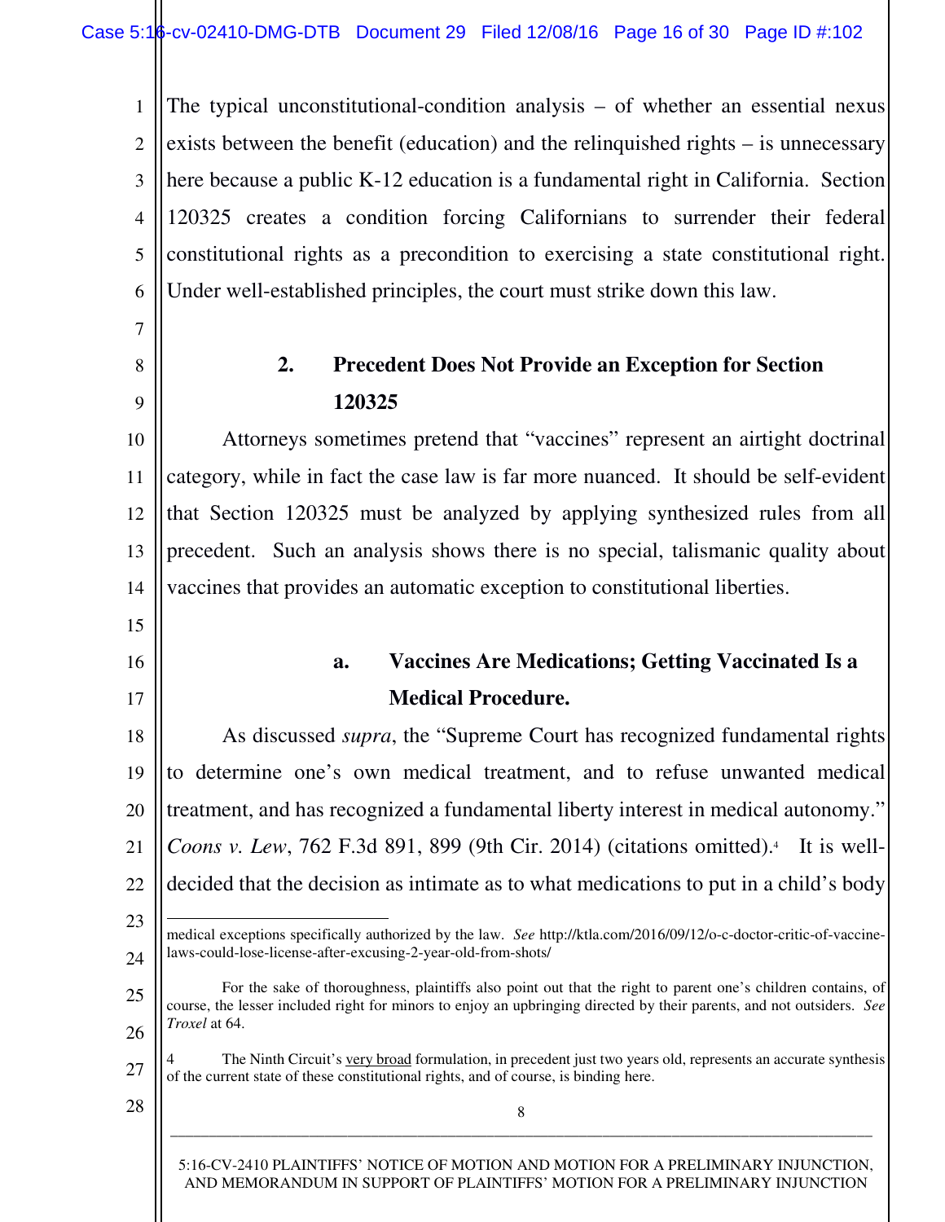The typical unconstitutional-condition analysis – of whether an essential nexus exists between the benefit (education) and the relinquished rights – is unnecessary here because a public K-12 education is a fundamental right in California. Section 120325 creates a condition forcing Californians to surrender their federal constitutional rights as a precondition to exercising a state constitutional right. Under well-established principles, the court must strike down this law.

### 2. Precedent Does Not Provide an Exception for Section 120325

Attorneys sometimes pretend that "vaccines" represent an airtight doctrinal category, while in fact the case law is far more nuanced. It should be self-evident that Section 120325 must be analyzed by applying synthesized rules from all precedent. Such an analysis shows there is no special, talismanic quality about vaccines that provides an automatic exception to constitutional liberties.

#### a. Vaccines Are Medications; Getting Vaccinated Is a Medical Procedure.

As discussed *supra*, the "Supreme Court has recognized fundamental rights to determine one's own medical treatment, and to refuse unwanted medical treatment, and has recognized a fundamental liberty interest in medical autonomy." *Coons v. Lew*, 762 F.3d 891, 899 (9th Cir. 2014) (citations omitted).[4] It is well-decided that the decision as intimate as to what medications to put in a child's body

---

medical exceptions specifically authorized by the law. *See* http://ktla.com/2016/09/12/o-c-doctor-critic-of-vaccine-laws-could-lose-license-after-excusing-2-year-old-from-shots/

For the sake of thoroughness, plaintiffs also point out that the right to parent one's children contains, of course, the lesser included right for minors to enjoy an upbringing directed by their parents, and not outsiders. *See Troxel* at 64.

4 The Ninth Circuit's very broad formulation, in precedent just two years old, represents an accurate synthesis of the current state of these constitutional rights, and of course, is binding here.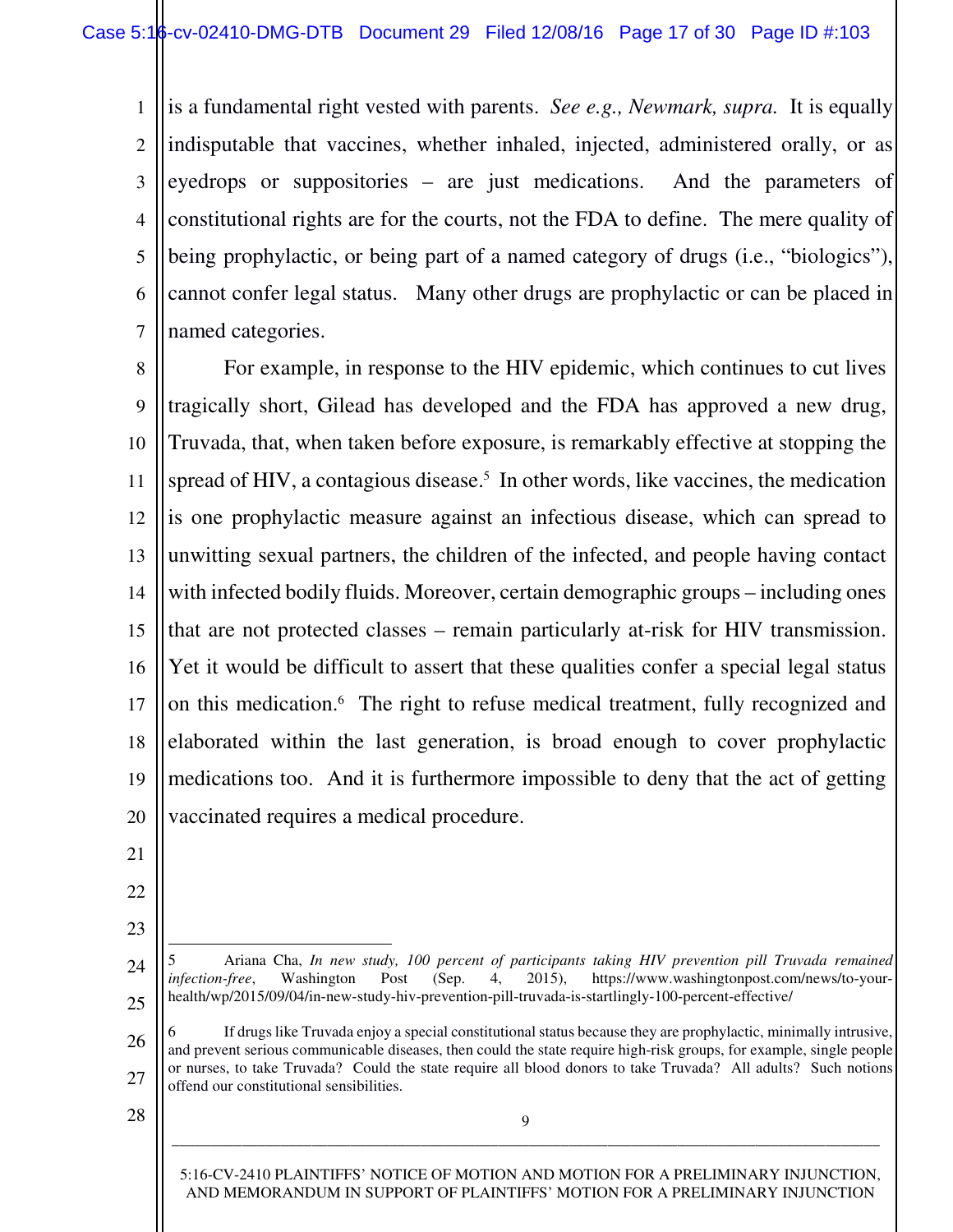is a fundamental right vested with parents. *See e.g., Newmark, supra.* It is equally indisputable that vaccines, whether inhaled, injected, administered orally, or as eyedrops or suppositories – are just medications. And the parameters of constitutional rights are for the courts, not the FDA to define. The mere quality of being prophylactic, or being part of a named category of drugs (i.e., "biologics"), cannot confer legal status. Many other drugs are prophylactic or can be placed in named categories.

For example, in response to the HIV epidemic, which continues to cut lives tragically short, Gilead has developed and the FDA has approved a new drug, Truvada, that, when taken before exposure, is remarkably effective at stopping the spread of HIV, a contagious disease.[5] In other words, like vaccines, the medication is one prophylactic measure against an infectious disease, which can spread to unwitting sexual partners, the children of the infected, and people having contact with infected bodily fluids. Moreover, certain demographic groups – including ones that are not protected classes – remain particularly at-risk for HIV transmission. Yet it would be difficult to assert that these qualities confer a special legal status on this medication.[6] The right to refuse medical treatment, fully recognized and elaborated within the last generation, is broad enough to cover prophylactic medications too. And it is furthermore impossible to deny that the act of getting vaccinated requires a medical procedure.

---

5 Ariana Cha, *In new study, 100 percent of participants taking HIV prevention pill Truvada remained infection-free*, Washington Post (Sep. 4, 2015), https://www.washingtonpost.com/news/to-your-health/wp/2015/09/04/in-new-study-hiv-prevention-pill-truvada-is-startlingly-100-percent-effective/

6 If drugs like Truvada enjoy a special constitutional status because they are prophylactic, minimally intrusive, and prevent serious communicable diseases, then could the state require high-risk groups, for example, single people or nurses, to take Truvada? Could the state require all blood donors to take Truvada? All adults? Such notions offend our constitutional sensibilities.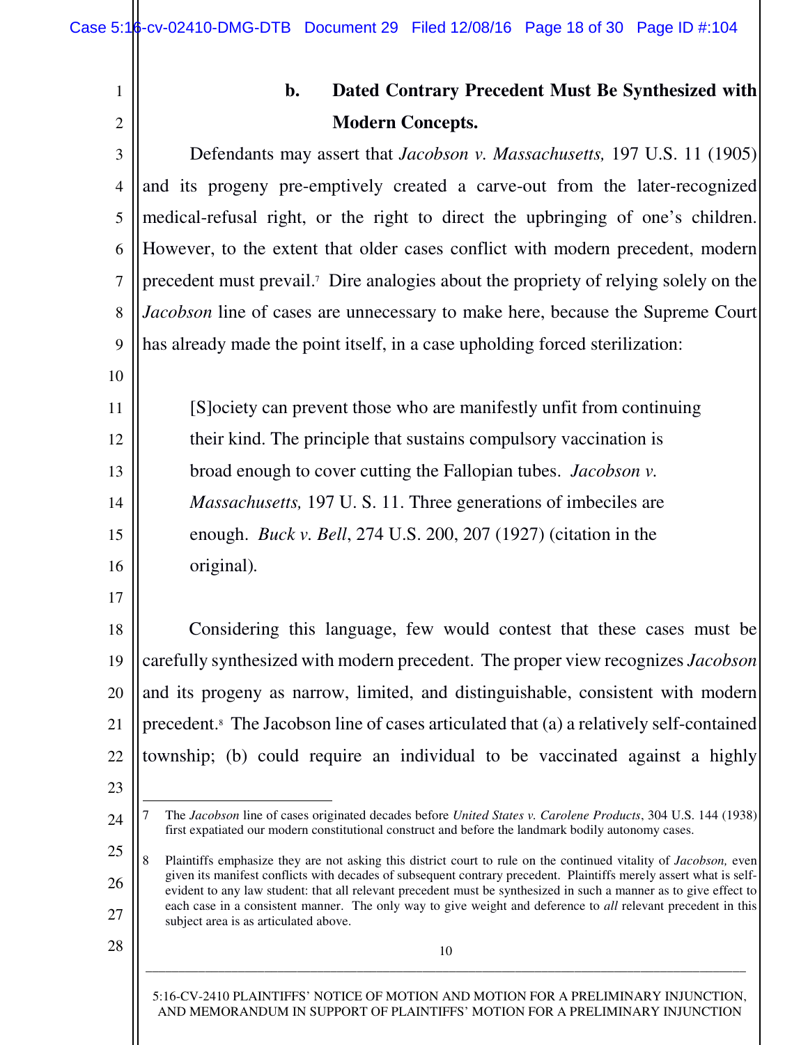### b. Dated Contrary Precedent Must Be Synthesized with Modern Concepts.

Defendants may assert that *Jacobson v. Massachusetts,* 197 U.S. 11 (1905) and its progeny pre-emptively created a carve-out from the later-recognized medical-refusal right, or the right to direct the upbringing of one's children. However, to the extent that older cases conflict with modern precedent, modern precedent must prevail.[7] Dire analogies about the propriety of relying solely on the *Jacobson* line of cases are unnecessary to make here, because the Supreme Court has already made the point itself, in a case upholding forced sterilization:

> [S]ociety can prevent those who are manifestly unfit from continuing their kind. The principle that sustains compulsory vaccination is broad enough to cover cutting the Fallopian tubes. *Jacobson v. Massachusetts,* 197 U. S. 11. Three generations of imbeciles are enough. *Buck v. Bell*, 274 U.S. 200, 207 (1927) (citation in the original).

Considering this language, few would contest that these cases must be carefully synthesized with modern precedent. The proper view recognizes *Jacobson* and its progeny as narrow, limited, and distinguishable, consistent with modern precedent.[8] The Jacobson line of cases articulated that (a) a relatively self-contained township; (b) could require an individual to be vaccinated against a highly

---

[7] The *Jacobson* line of cases originated decades before *United States v. Carolene Products*, 304 U.S. 144 (1938) first expatiated our modern constitutional construct and before the landmark bodily autonomy cases.

[8] Plaintiffs emphasize they are not asking this district court to rule on the continued vitality of *Jacobson,* even given its manifest conflicts with decades of subsequent contrary precedent. Plaintiffs merely assert what is self-evident to any law student: that all relevant precedent must be synthesized in such a manner as to give effect to each case in a consistent manner. The only way to give weight and deference to *all* relevant precedent in this subject area is as articulated above.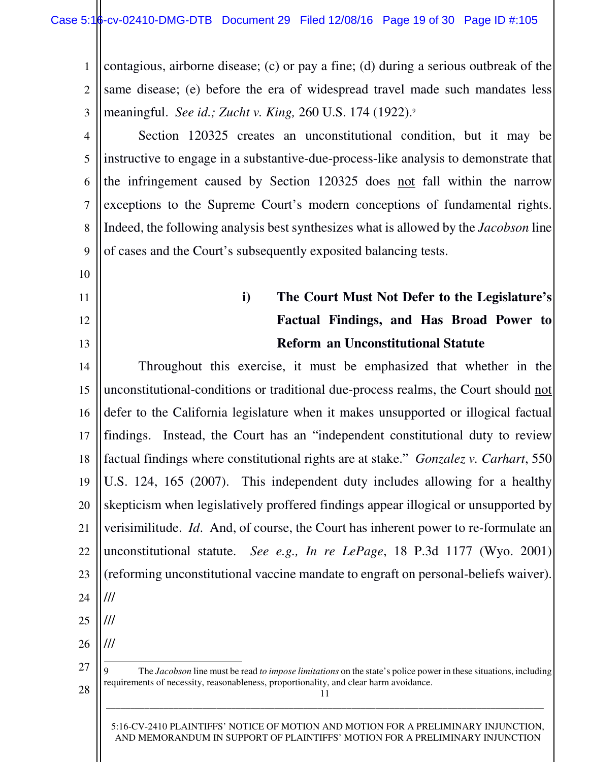contagious, airborne disease; (c) or pay a fine; (d) during a serious outbreak of the same disease; (e) before the era of widespread travel made such mandates less meaningful. *See id.; Zucht v. King,* 260 U.S. 174 (1922).[9]

Section 120325 creates an unconstitutional condition, but it may be instructive to engage in a substantive-due-process-like analysis to demonstrate that the infringement caused by Section 120325 does not fall within the narrow exceptions to the Supreme Court's modern conceptions of fundamental rights. Indeed, the following analysis best synthesizes what is allowed by the *Jacobson* line of cases and the Court's subsequently exposited balancing tests.

#### i) The Court Must Not Defer to the Legislature's Factual Findings, and Has Broad Power to Reform an Unconstitutional Statute

Throughout this exercise, it must be emphasized that whether in the unconstitutional-conditions or traditional due-process realms, the Court should not defer to the California legislature when it makes unsupported or illogical factual findings. Instead, the Court has an "independent constitutional duty to review factual findings where constitutional rights are at stake." *Gonzalez v. Carhart*, 550 U.S. 124, 165 (2007). This independent duty includes allowing for a healthy skepticism when legislatively proffered findings appear illogical or unsupported by verisimilitude. *Id*. And, of course, the Court has inherent power to re-formulate an unconstitutional statute. *See e.g., In re LePage*, 18 P.3d 1177 (Wyo. 2001) (reforming unconstitutional vaccine mandate to engraft on personal-beliefs waiver).

///

///

///

---

9 The *Jacobson* line must be read *to impose limitations* on the state's police power in these situations, including requirements of necessity, reasonableness, proportionality, and clear harm avoidance.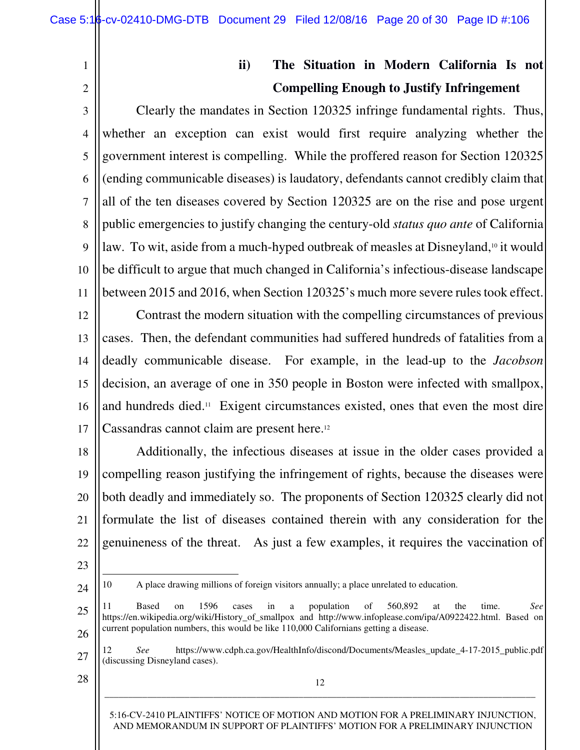### ii) The Situation in Modern California Is not Compelling Enough to Justify Infringement

Clearly the mandates in Section 120325 infringe fundamental rights. Thus, whether an exception can exist would first require analyzing whether the government interest is compelling. While the proffered reason for Section 120325 (ending communicable diseases) is laudatory, defendants cannot credibly claim that all of the ten diseases covered by Section 120325 are on the rise and pose urgent public emergencies to justify changing the century-old *status quo ante* of California law. To wit, aside from a much-hyped outbreak of measles at Disneyland,[10] it would be difficult to argue that much changed in California's infectious-disease landscape between 2015 and 2016, when Section 120325's much more severe rules took effect.

Contrast the modern situation with the compelling circumstances of previous cases. Then, the defendant communities had suffered hundreds of fatalities from a deadly communicable disease. For example, in the lead-up to the *Jacobson* decision, an average of one in 350 people in Boston were infected with smallpox, and hundreds died.[11] Exigent circumstances existed, ones that even the most dire Cassandras cannot claim are present here.[12]

Additionally, the infectious diseases at issue in the older cases provided a compelling reason justifying the infringement of rights, because the diseases were both deadly and immediately so. The proponents of Section 120325 clearly did not formulate the list of diseases contained therein with any consideration for the genuineness of the threat. As just a few examples, it requires the vaccination of

---

10 A place drawing millions of foreign visitors annually; a place unrelated to education.

11 Based on 1596 cases in a population of 560,892 at the time. *See* https://en.wikipedia.org/wiki/History_of_smallpox and http://www.infoplease.com/ipa/A0922422.html. Based on current population numbers, this would be like 110,000 Californians getting a disease.

12 *See* https://www.cdph.ca.gov/HealthInfo/discond/Documents/Measles_update_4-17-2015_public.pdf (discussing Disneyland cases).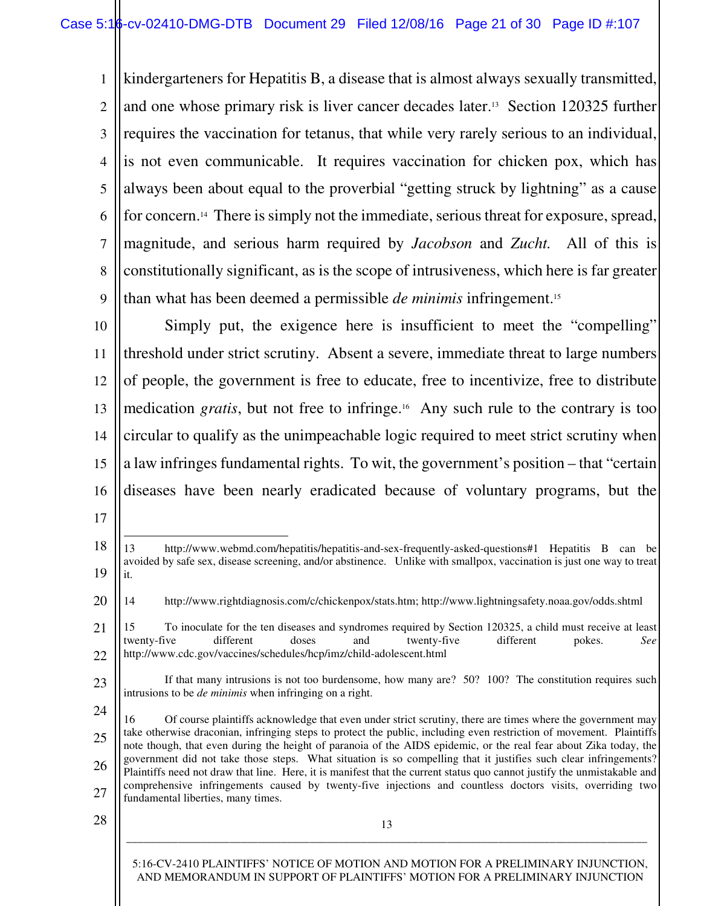kindergarteners for Hepatitis B, a disease that is almost always sexually transmitted, and one whose primary risk is liver cancer decades later.[13] Section 120325 further requires the vaccination for tetanus, that while very rarely serious to an individual, is not even communicable. It requires vaccination for chicken pox, which has always been about equal to the proverbial "getting struck by lightning" as a cause for concern.[14] There is simply not the immediate, serious threat for exposure, spread, magnitude, and serious harm required by *Jacobson* and *Zucht.* All of this is constitutionally significant, as is the scope of intrusiveness, which here is far greater than what has been deemed a permissible *de minimis* infringement.[15]

Simply put, the exigence here is insufficient to meet the "compelling" threshold under strict scrutiny. Absent a severe, immediate threat to large numbers of people, the government is free to educate, free to incentivize, free to distribute medication *gratis*, but not free to infringe.[16] Any such rule to the contrary is too circular to qualify as the unimpeachable logic required to meet strict scrutiny when a law infringes fundamental rights. To wit, the government's position – that "certain diseases have been nearly eradicated because of voluntary programs, but the

---

13 http://www.webmd.com/hepatitis/hepatitis-and-sex-frequently-asked-questions#1 Hepatitis B can be avoided by safe sex, disease screening, and/or abstinence. Unlike with smallpox, vaccination is just one way to treat it.

14 http://www.rightdiagnosis.com/c/chickenpox/stats.htm; http://www.lightningsafety.noaa.gov/odds.shtml

15 To inoculate for the ten diseases and syndromes required by Section 120325, a child must receive at least twenty-five different doses and twenty-five different pokes. *See* http://www.cdc.gov/vaccines/schedules/hcp/imz/child-adolescent.html

If that many intrusions is not too burdensome, how many are? 50? 100? The constitution requires such intrusions to be *de minimis* when infringing on a right.

16 Of course plaintiffs acknowledge that even under strict scrutiny, there are times where the government may take otherwise draconian, infringing steps to protect the public, including even restriction of movement. Plaintiffs note though, that even during the height of paranoia of the AIDS epidemic, or the real fear about Zika today, the government did not take those steps. What situation is so compelling that it justifies such clear infringements? Plaintiffs need not draw that line. Here, it is manifest that the current status quo cannot justify the unmistakable and comprehensive infringements caused by twenty-five injections and countless doctors visits, overriding two fundamental liberties, many times.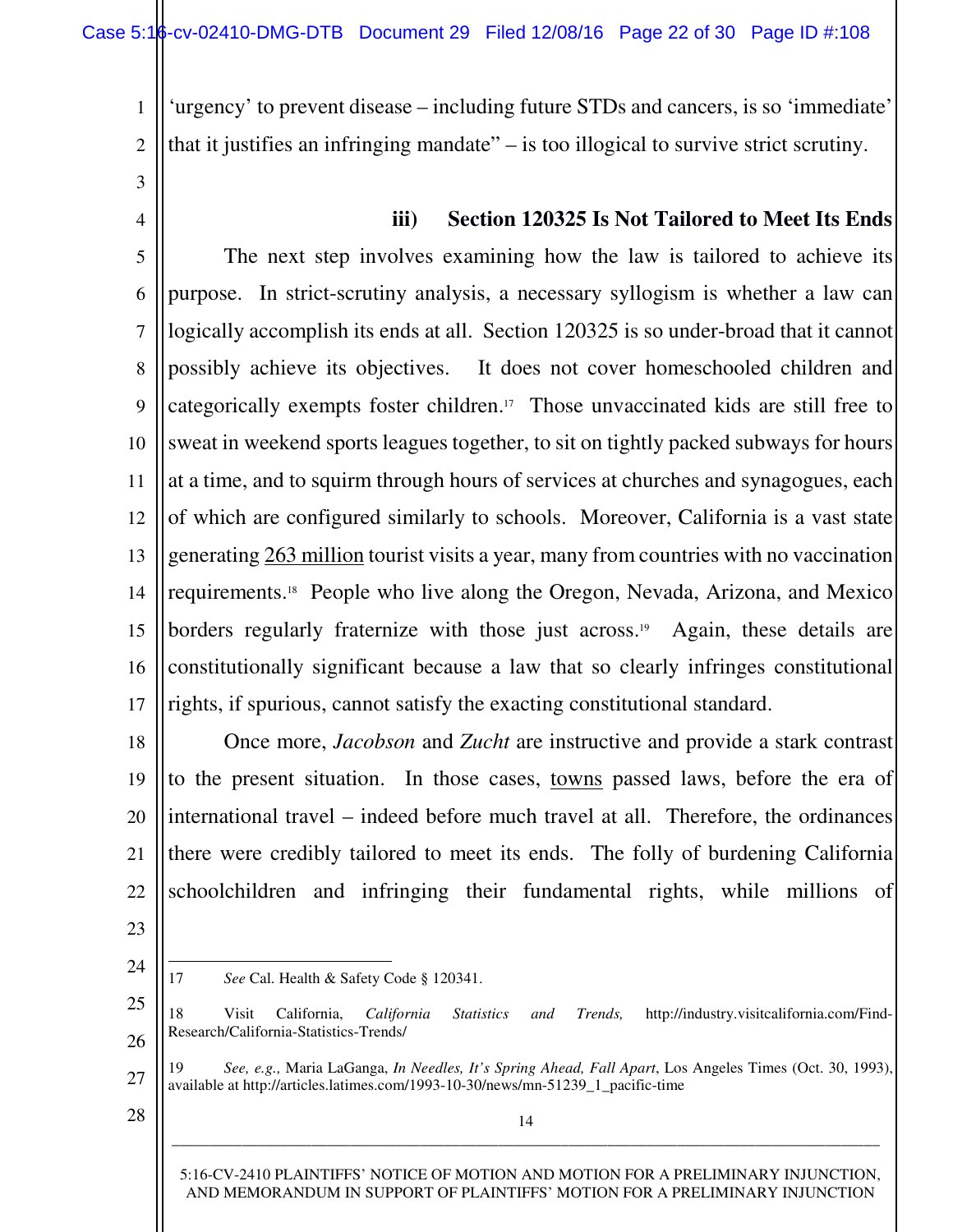'urgency' to prevent disease – including future STDs and cancers, is so 'immediate' that it justifies an infringing mandate" – is too illogical to survive strict scrutiny.

### iii) Section 120325 Is Not Tailored to Meet Its Ends

The next step involves examining how the law is tailored to achieve its purpose. In strict-scrutiny analysis, a necessary syllogism is whether a law can logically accomplish its ends at all. Section 120325 is so under-broad that it cannot possibly achieve its objectives. It does not cover homeschooled children and categorically exempts foster children.[17] Those unvaccinated kids are still free to sweat in weekend sports leagues together, to sit on tightly packed subways for hours at a time, and to squirm through hours of services at churches and synagogues, each of which are configured similarly to schools. Moreover, California is a vast state generating 263 million tourist visits a year, many from countries with no vaccination requirements.[18] People who live along the Oregon, Nevada, Arizona, and Mexico borders regularly fraternize with those just across.[19] Again, these details are constitutionally significant because a law that so clearly infringes constitutional rights, if spurious, cannot satisfy the exacting constitutional standard.

Once more, *Jacobson* and *Zucht* are instructive and provide a stark contrast to the present situation. In those cases, towns passed laws, before the era of international travel – indeed before much travel at all. Therefore, the ordinances there were credibly tailored to meet its ends. The folly of burdening California schoolchildren and infringing their fundamental rights, while millions of

---

17 *See* Cal. Health & Safety Code § 120341.

18 Visit California, *California Statistics and Trends,* http://industry.visitcalifornia.com/Find-Research/California-Statistics-Trends/

19 *See, e.g.,* Maria LaGanga, *In Needles, It's Spring Ahead, Fall Apart*, Los Angeles Times (Oct. 30, 1993), available at http://articles.latimes.com/1993-10-30/news/mn-51239_1_pacific-time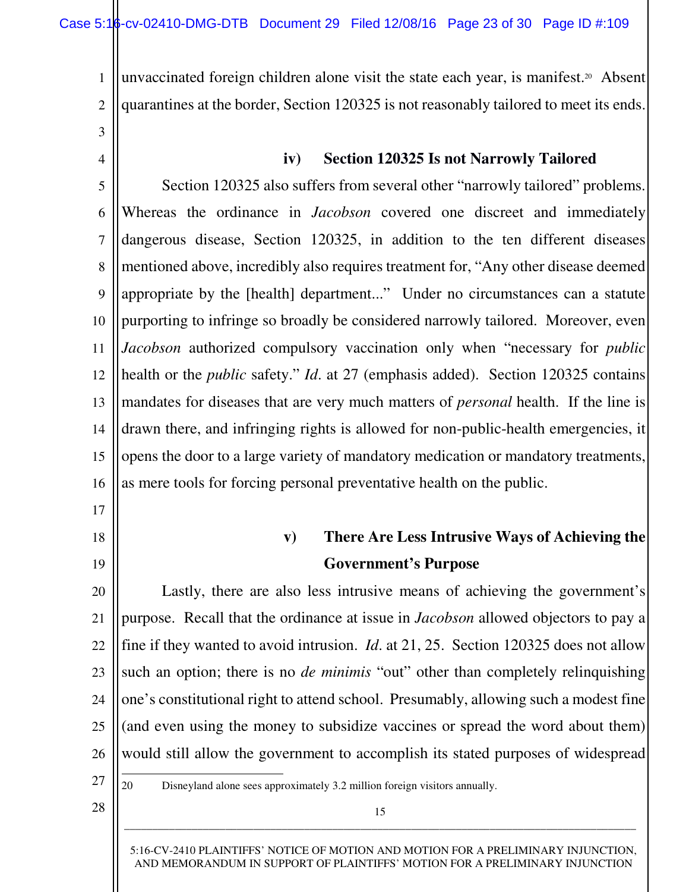unvaccinated foreign children alone visit the state each year, is manifest.[20] Absent quarantines at the border, Section 120325 is not reasonably tailored to meet its ends.

#### iv) Section 120325 Is not Narrowly Tailored

Section 120325 also suffers from several other "narrowly tailored" problems. Whereas the ordinance in *Jacobson* covered one discreet and immediately dangerous disease, Section 120325, in addition to the ten different diseases mentioned above, incredibly also requires treatment for, "Any other disease deemed appropriate by the [health] department..." Under no circumstances can a statute purporting to infringe so broadly be considered narrowly tailored. Moreover, even *Jacobson* authorized compulsory vaccination only when "necessary for *public* health or the *public* safety." *Id*. at 27 (emphasis added). Section 120325 contains mandates for diseases that are very much matters of *personal* health. If the line is drawn there, and infringing rights is allowed for non-public-health emergencies, it opens the door to a large variety of mandatory medication or mandatory treatments, as mere tools for forcing personal preventative health on the public.

#### v) There Are Less Intrusive Ways of Achieving the Government's Purpose

Lastly, there are also less intrusive means of achieving the government's purpose. Recall that the ordinance at issue in *Jacobson* allowed objectors to pay a fine if they wanted to avoid intrusion. *Id*. at 21, 25. Section 120325 does not allow such an option; there is no *de minimis* "out" other than completely relinquishing one's constitutional right to attend school. Presumably, allowing such a modest fine (and even using the money to subsidize vaccines or spread the word about them) would still allow the government to accomplish its stated purposes of widespread

---

20 Disneyland alone sees approximately 3.2 million foreign visitors annually.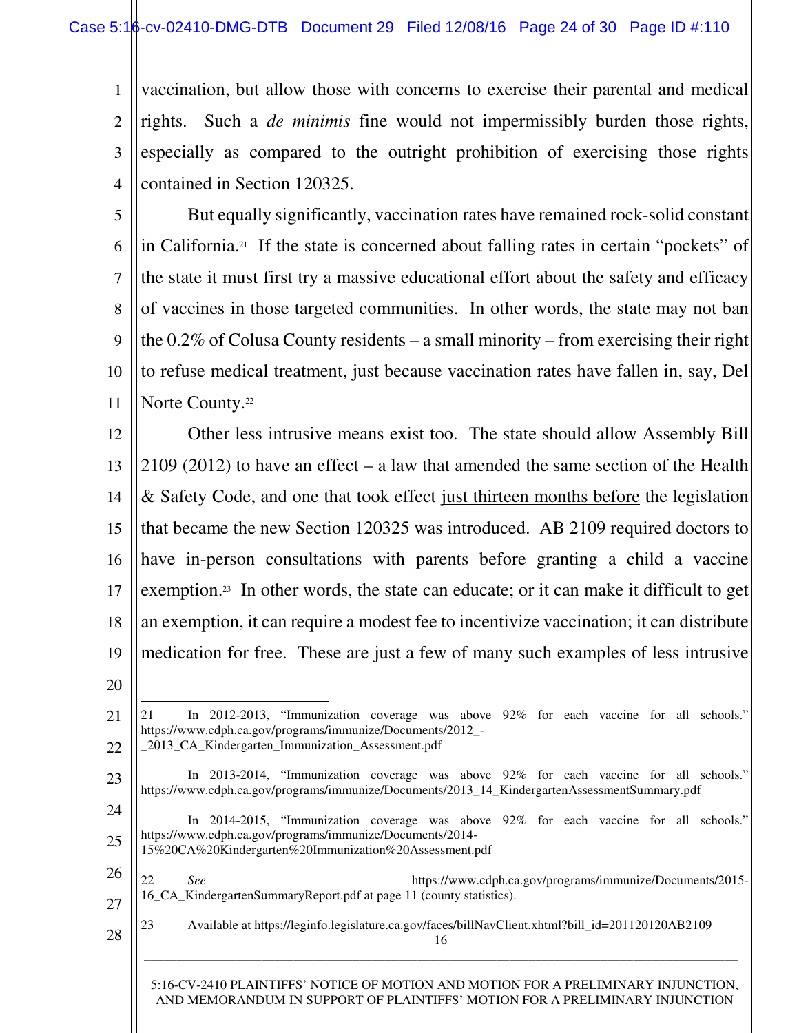vaccination, but allow those with concerns to exercise their parental and medical rights. Such a *de minimis* fine would not impermissibly burden those rights, especially as compared to the outright prohibition of exercising those rights contained in Section 120325.

But equally significantly, vaccination rates have remained rock-solid constant in California.[21] If the state is concerned about falling rates in certain "pockets" of the state it must first try a massive educational effort about the safety and efficacy of vaccines in those targeted communities. In other words, the state may not ban the 0.2% of Colusa County residents – a small minority – from exercising their right to refuse medical treatment, just because vaccination rates have fallen in, say, Del Norte County.[22]

Other less intrusive means exist too. The state should allow Assembly Bill 2109 (2012) to have an effect – a law that amended the same section of the Health & Safety Code, and one that took effect <u>just thirteen months before</u> the legislation that became the new Section 120325 was introduced. AB 2109 required doctors to have in-person consultations with parents before granting a child a vaccine exemption.[23] In other words, the state can educate; or it can make it difficult to get an exemption, it can require a modest fee to incentivize vaccination; it can distribute medication for free. These are just a few of many such examples of less intrusive

---

21 In 2012-2013, "Immunization coverage was above 92% for each vaccine for all schools." https://www.cdph.ca.gov/programs/immunize/Documents/2012_-_2013_CA_Kindergarten_Immunization_Assessment.pdf

In 2013-2014, "Immunization coverage was above 92% for each vaccine for all schools." https://www.cdph.ca.gov/programs/immunize/Documents/2013_14_KindergartenAssessmentSummary.pdf

In 2014-2015, "Immunization coverage was above 92% for each vaccine for all schools." https://www.cdph.ca.gov/programs/immunize/Documents/2014-15%20CA%20Kindergarten%20Immunization%20Assessment.pdf

22 *See* https://www.cdph.ca.gov/programs/immunize/Documents/2015-16_CA_KindergartenSummaryReport.pdf at page 11 (county statistics).

23 Available at https://leginfo.legislature.ca.gov/faces/billNavClient.xhtml?bill_id=201120120AB2109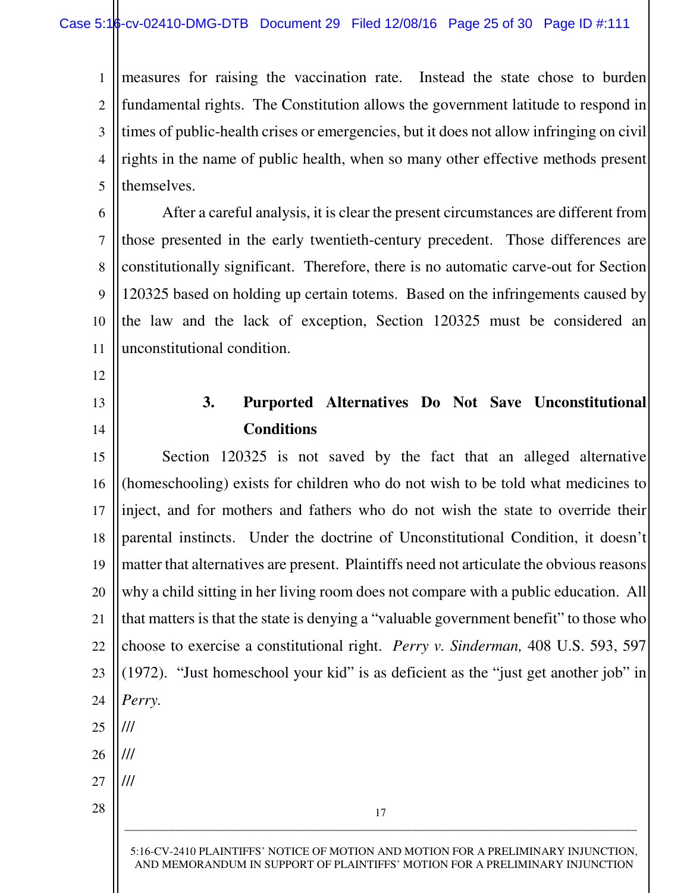measures for raising the vaccination rate. Instead the state chose to burden fundamental rights. The Constitution allows the government latitude to respond in times of public-health crises or emergencies, but it does not allow infringing on civil rights in the name of public health, when so many other effective methods present themselves.

After a careful analysis, it is clear the present circumstances are different from those presented in the early twentieth-century precedent. Those differences are constitutionally significant. Therefore, there is no automatic carve-out for Section 120325 based on holding up certain totems. Based on the infringements caused by the law and the lack of exception, Section 120325 must be considered an unconstitutional condition.

### 3. Purported Alternatives Do Not Save Unconstitutional Conditions

Section 120325 is not saved by the fact that an alleged alternative (homeschooling) exists for children who do not wish to be told what medicines to inject, and for mothers and fathers who do not wish the state to override their parental instincts. Under the doctrine of Unconstitutional Condition, it doesn't matter that alternatives are present. Plaintiffs need not articulate the obvious reasons why a child sitting in her living room does not compare with a public education. All that matters is that the state is denying a "valuable government benefit" to those who choose to exercise a constitutional right. *Perry v. Sinderman,* 408 U.S. 593, 597 (1972). "Just homeschool your kid" is as deficient as the "just get another job" in *Perry.*

///

///

///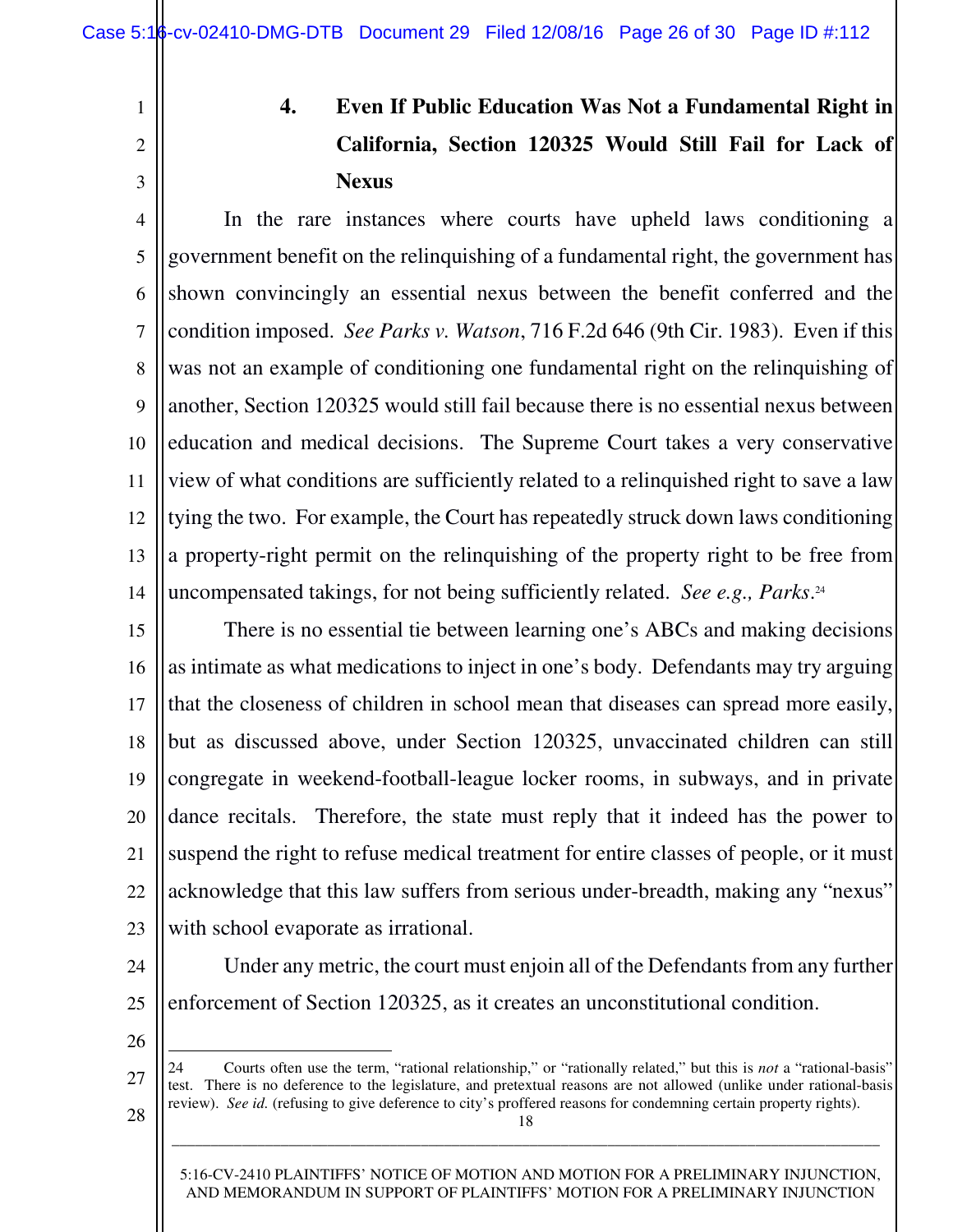#### 4. Even If Public Education Was Not a Fundamental Right in California, Section 120325 Would Still Fail for Lack of Nexus

In the rare instances where courts have upheld laws conditioning a government benefit on the relinquishing of a fundamental right, the government has shown convincingly an essential nexus between the benefit conferred and the condition imposed. *See Parks v. Watson*, 716 F.2d 646 (9th Cir. 1983). Even if this was not an example of conditioning one fundamental right on the relinquishing of another, Section 120325 would still fail because there is no essential nexus between education and medical decisions. The Supreme Court takes a very conservative view of what conditions are sufficiently related to a relinquished right to save a law tying the two. For example, the Court has repeatedly struck down laws conditioning a property-right permit on the relinquishing of the property right to be free from uncompensated takings, for not being sufficiently related. *See e.g., Parks*.[24]

There is no essential tie between learning one's ABCs and making decisions as intimate as what medications to inject in one's body. Defendants may try arguing that the closeness of children in school mean that diseases can spread more easily, but as discussed above, under Section 120325, unvaccinated children can still congregate in weekend-football-league locker rooms, in subways, and in private dance recitals. Therefore, the state must reply that it indeed has the power to suspend the right to refuse medical treatment for entire classes of people, or it must acknowledge that this law suffers from serious under-breadth, making any "nexus" with school evaporate as irrational.

Under any metric, the court must enjoin all of the Defendants from any further enforcement of Section 120325, as it creates an unconstitutional condition.

---

24 Courts often use the term, "rational relationship," or "rationally related," but this is *not* a "rational-basis" test. There is no deference to the legislature, and pretextual reasons are not allowed (unlike under rational-basis review). *See id.* (refusing to give deference to city's proffered reasons for condemning certain property rights).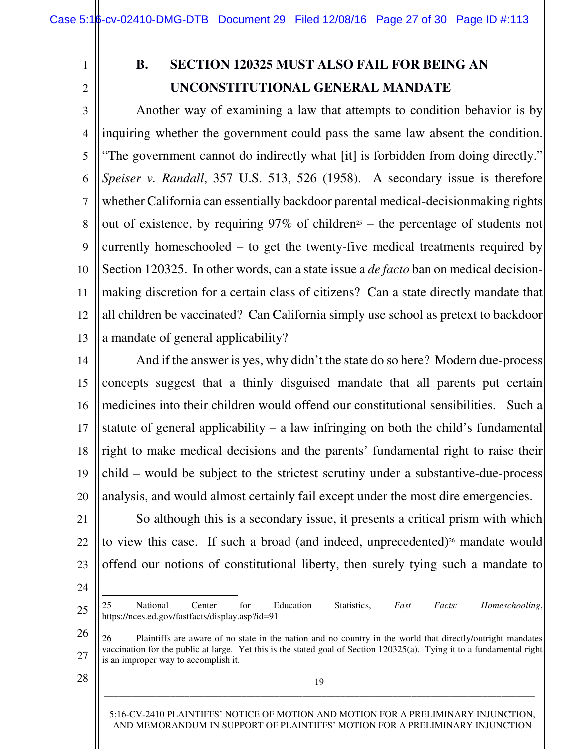## B. SECTION 120325 MUST ALSO FAIL FOR BEING AN UNCONSTITUTIONAL GENERAL MANDATE

Another way of examining a law that attempts to condition behavior is by inquiring whether the government could pass the same law absent the condition. "The government cannot do indirectly what [it] is forbidden from doing directly." *Speiser v. Randall*, 357 U.S. 513, 526 (1958). A secondary issue is therefore whether California can essentially backdoor parental medical-decisionmaking rights out of existence, by requiring 97% of children[25] – the percentage of students not currently homeschooled – to get the twenty-five medical treatments required by Section 120325. In other words, can a state issue a *de facto* ban on medical decision-making discretion for a certain class of citizens? Can a state directly mandate that all children be vaccinated? Can California simply use school as pretext to backdoor a mandate of general applicability?

And if the answer is yes, why didn't the state do so here? Modern due-process concepts suggest that a thinly disguised mandate that all parents put certain medicines into their children would offend our constitutional sensibilities. Such a statute of general applicability – a law infringing on both the child's fundamental right to make medical decisions and the parents' fundamental right to raise their child – would be subject to the strictest scrutiny under a substantive-due-process analysis, and would almost certainly fail except under the most dire emergencies.

So although this is a secondary issue, it presents a critical prism with which to view this case. If such a broad (and indeed, unprecedented)[26] mandate would offend our notions of constitutional liberty, then surely tying such a mandate to

---

25 National Center for Education Statistics, *Fast Facts: Homeschooling*, https://nces.ed.gov/fastfacts/display.asp?id=91

26 Plaintiffs are aware of no state in the nation and no country in the world that directly/outright mandates vaccination for the public at large. Yet this is the stated goal of Section 120325(a). Tying it to a fundamental right is an improper way to accomplish it.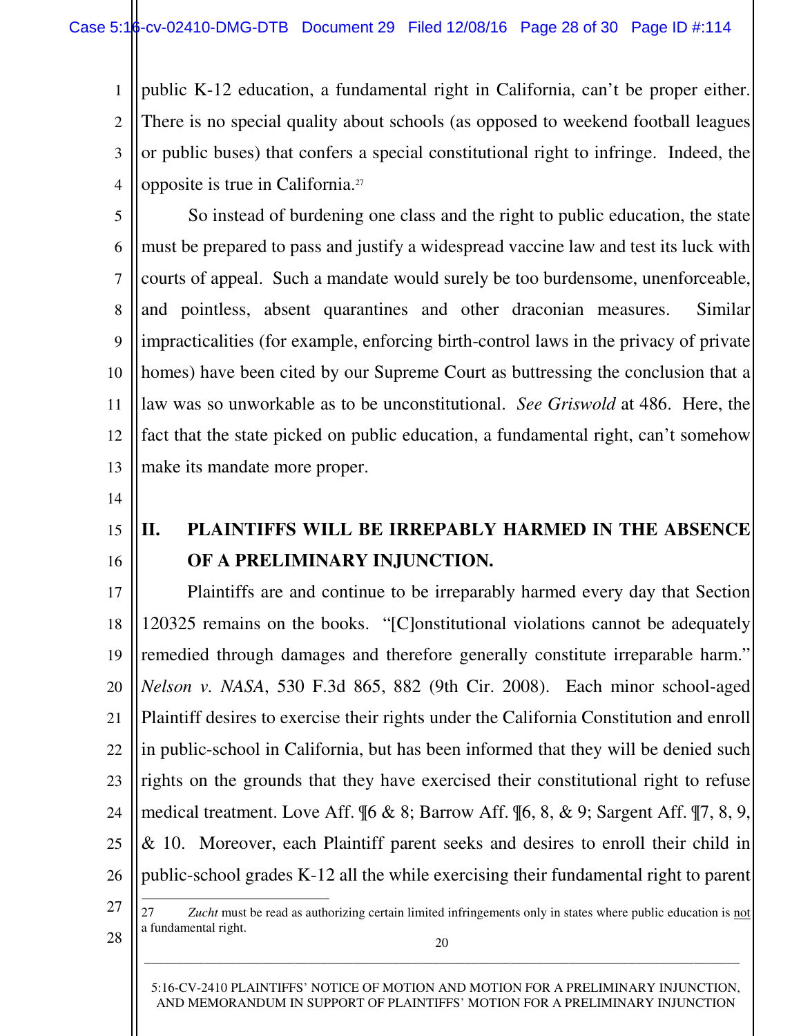public K-12 education, a fundamental right in California, can't be proper either. There is no special quality about schools (as opposed to weekend football leagues or public buses) that confers a special constitutional right to infringe. Indeed, the opposite is true in California.[27]

So instead of burdening one class and the right to public education, the state must be prepared to pass and justify a widespread vaccine law and test its luck with courts of appeal. Such a mandate would surely be too burdensome, unenforceable, and pointless, absent quarantines and other draconian measures. Similar impracticalities (for example, enforcing birth-control laws in the privacy of private homes) have been cited by our Supreme Court as buttressing the conclusion that a law was so unworkable as to be unconstitutional. *See Griswold* at 486. Here, the fact that the state picked on public education, a fundamental right, can't somehow make its mandate more proper.

## II. PLAINTIFFS WILL BE IRREPABLY HARMED IN THE ABSENCE OF A PRELIMINARY INJUNCTION.

Plaintiffs are and continue to be irreparably harmed every day that Section 120325 remains on the books. "[C]onstitutional violations cannot be adequately remedied through damages and therefore generally constitute irreparable harm." *Nelson v. NASA*, 530 F.3d 865, 882 (9th Cir. 2008). Each minor school-aged Plaintiff desires to exercise their rights under the California Constitution and enroll in public-school in California, but has been informed that they will be denied such rights on the grounds that they have exercised their constitutional right to refuse medical treatment. Love Aff. ¶6 & 8; Barrow Aff. ¶6, 8, & 9; Sargent Aff. ¶7, 8, 9, & 10. Moreover, each Plaintiff parent seeks and desires to enroll their child in public-school grades K-12 all the while exercising their fundamental right to parent

---

27 *Zucht* must be read as authorizing certain limited infringements only in states where public education is <u>not</u> a fundamental right.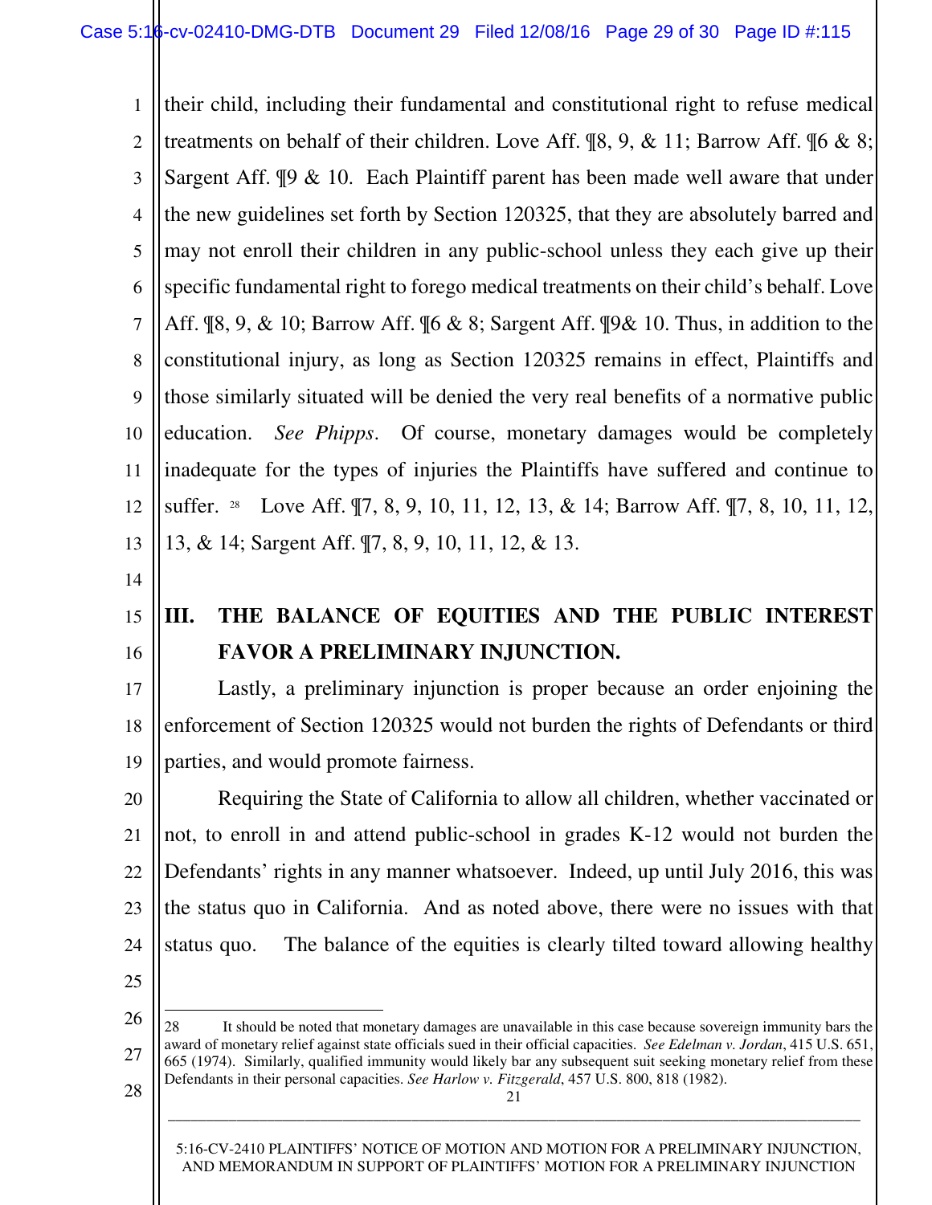their child, including their fundamental and constitutional right to refuse medical treatments on behalf of their children. Love Aff. ¶8, 9, & 11; Barrow Aff. ¶6 & 8; Sargent Aff. ¶9 & 10. Each Plaintiff parent has been made well aware that under the new guidelines set forth by Section 120325, that they are absolutely barred and may not enroll their children in any public-school unless they each give up their specific fundamental right to forego medical treatments on their child's behalf. Love Aff. ¶8, 9, & 10; Barrow Aff. ¶6 & 8; Sargent Aff. ¶9& 10. Thus, in addition to the constitutional injury, as long as Section 120325 remains in effect, Plaintiffs and those similarly situated will be denied the very real benefits of a normative public education. *See Phipps*. Of course, monetary damages would be completely inadequate for the types of injuries the Plaintiffs have suffered and continue to suffer. [28] Love Aff. ¶7, 8, 9, 10, 11, 12, 13, & 14; Barrow Aff. ¶7, 8, 10, 11, 12, 13, & 14; Sargent Aff. ¶7, 8, 9, 10, 11, 12, & 13.

## III. THE BALANCE OF EQUITIES AND THE PUBLIC INTEREST FAVOR A PRELIMINARY INJUNCTION.

Lastly, a preliminary injunction is proper because an order enjoining the enforcement of Section 120325 would not burden the rights of Defendants or third parties, and would promote fairness.

Requiring the State of California to allow all children, whether vaccinated or not, to enroll in and attend public-school in grades K-12 would not burden the Defendants' rights in any manner whatsoever. Indeed, up until July 2016, this was the status quo in California. And as noted above, there were no issues with that status quo. The balance of the equities is clearly tilted toward allowing healthy

---

28 It should be noted that monetary damages are unavailable in this case because sovereign immunity bars the award of monetary relief against state officials sued in their official capacities. *See Edelman v. Jordan*, 415 U.S. 651, 665 (1974). Similarly, qualified immunity would likely bar any subsequent suit seeking monetary relief from these Defendants in their personal capacities. *See Harlow v. Fitzgerald*, 457 U.S. 800, 818 (1982).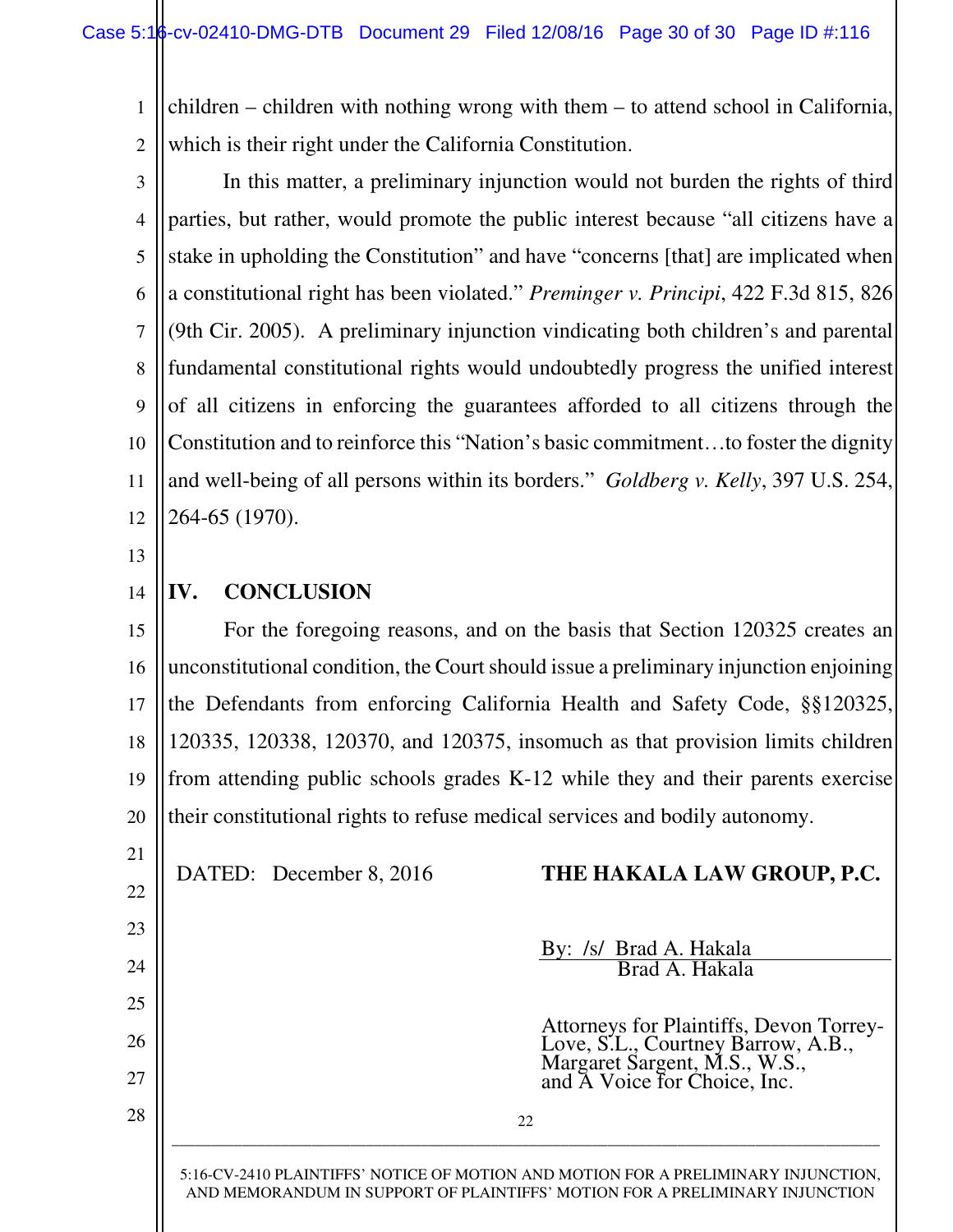children – children with nothing wrong with them – to attend school in California, which is their right under the California Constitution.

In this matter, a preliminary injunction would not burden the rights of third parties, but rather, would promote the public interest because "all citizens have a stake in upholding the Constitution" and have "concerns [that] are implicated when a constitutional right has been violated." *Preminger v. Principi*, 422 F.3d 815, 826 (9th Cir. 2005). A preliminary injunction vindicating both children's and parental fundamental constitutional rights would undoubtedly progress the unified interest of all citizens in enforcing the guarantees afforded to all citizens through the Constitution and to reinforce this "Nation's basic commitment…to foster the dignity and well-being of all persons within its borders." *Goldberg v. Kelly*, 397 U.S. 254, 264-65 (1970).

## IV. CONCLUSION

For the foregoing reasons, and on the basis that Section 120325 creates an unconstitutional condition, the Court should issue a preliminary injunction enjoining the Defendants from enforcing California Health and Safety Code, §§120325, 120335, 120338, 120370, and 120375, insomuch as that provision limits children from attending public schools grades K-12 while they and their parents exercise their constitutional rights to refuse medical services and bodily autonomy.

DATED: December 8, 2016

**THE HAKALA LAW GROUP, P.C.**

By: /s/ Brad A. Hakala
Brad A. Hakala

Attorneys for Plaintiffs, Devon Torrey-Love, S.L., Courtney Barrow, A.B., Margaret Sargent, M.S., W.S., and A Voice for Choice, Inc.

5:16-CV-2410 PLAINTIFFS' NOTICE OF MOTION AND MOTION FOR A PRELIMINARY INJUNCTION, AND MEMORANDUM IN SUPPORT OF PLAINTIFFS' MOTION FOR A PRELIMINARY INJUNCTION